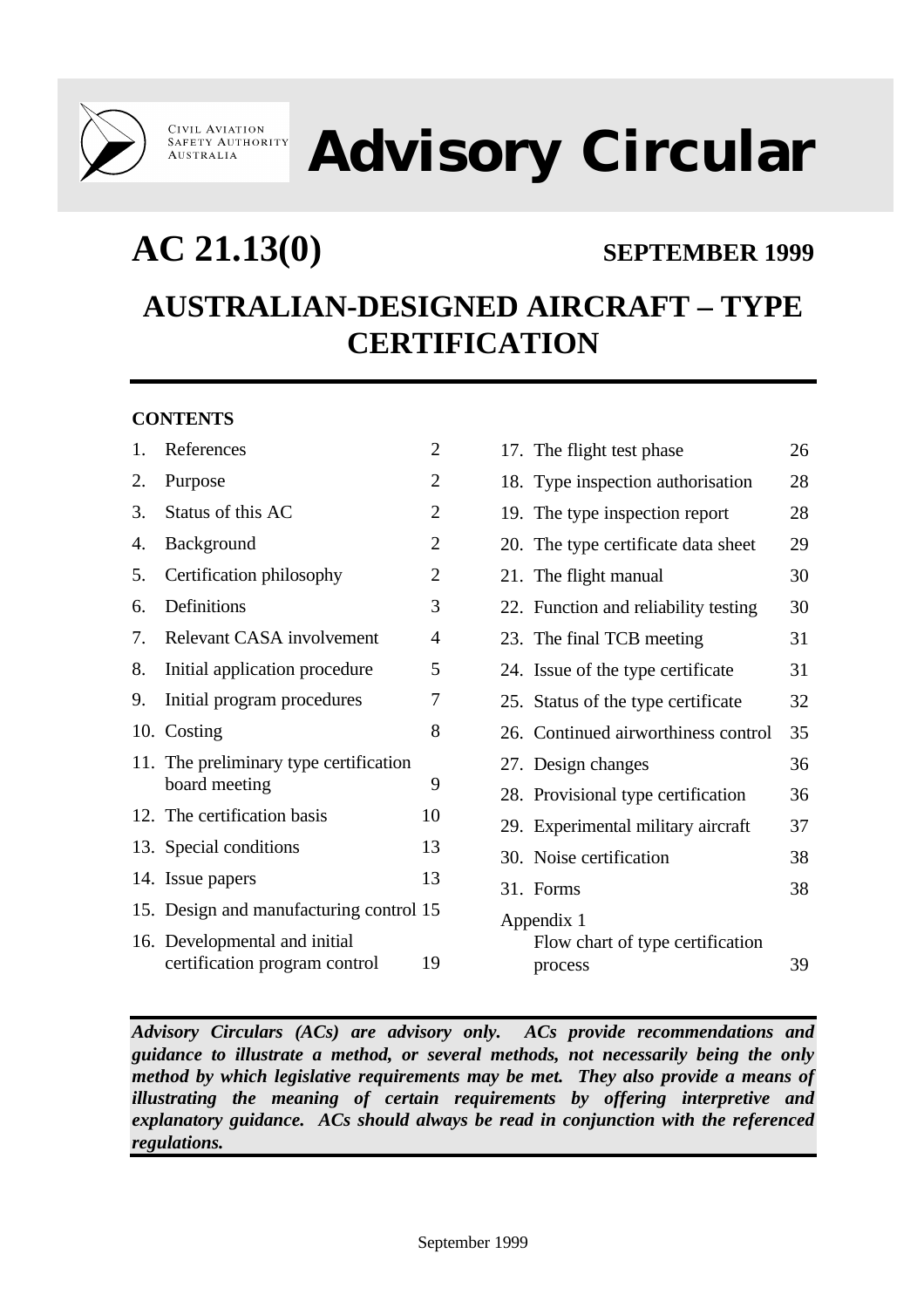CIVIL AVIATION SAFETY AUTHORITY AUSTRALIA

# Advisory Circular

## AC 21.13(0) SEPTEMBER 1999

# AUSTRALIAN-DESIGNED AIRCRAFT – TYPE CERTIFICATION

**CONTENTS**

| | | |
|---|---|---|
| 1. | References | 2 |
| 2. | Purpose | 2 |
| 3. | Status of this AC | 2 |
| 4. | Background | 2 |
| 5. | Certification philosophy | 2 |
| 6. | Definitions | 3 |
| 7. | Relevant CASA involvement | 4 |
| 8. | Initial application procedure | 5 |
| 9. | Initial program procedures | 7 |
| 10. | Costing | 8 |
| 11. | The preliminary type certification board meeting | 9 |
| 12. | The certification basis | 10 |
| 13. | Special conditions | 13 |
| 14. | Issue papers | 13 |
| 15. | Design and manufacturing control | 15 |
| 16. | Developmental and initial certification program control | 19 |
| 17. | The flight test phase | 26 |
| 18. | Type inspection authorisation | 28 |
| 19. | The type inspection report | 28 |
| 20. | The type certificate data sheet | 29 |
| 21. | The flight manual | 30 |
| 22. | Function and reliability testing | 30 |
| 23. | The final TCB meeting | 31 |
| 24. | Issue of the type certificate | 31 |
| 25. | Status of the type certificate | 32 |
| 26. | Continued airworthiness control | 35 |
| 27. | Design changes | 36 |
| 28. | Provisional type certification | 36 |
| 29. | Experimental military aircraft | 37 |
| 30. | Noise certification | 38 |
| 31. | Forms | 38 |
| Appendix 1 | Flow chart of type certification process | 39 |

***Advisory Circulars (ACs) are advisory only. ACs provide recommendations and guidance to illustrate a method, or several methods, not necessarily being the only method by which legislative requirements may be met. They also provide a means of illustrating the meaning of certain requirements by offering interpretive and explanatory guidance. ACs should always be read in conjunction with the referenced regulations.***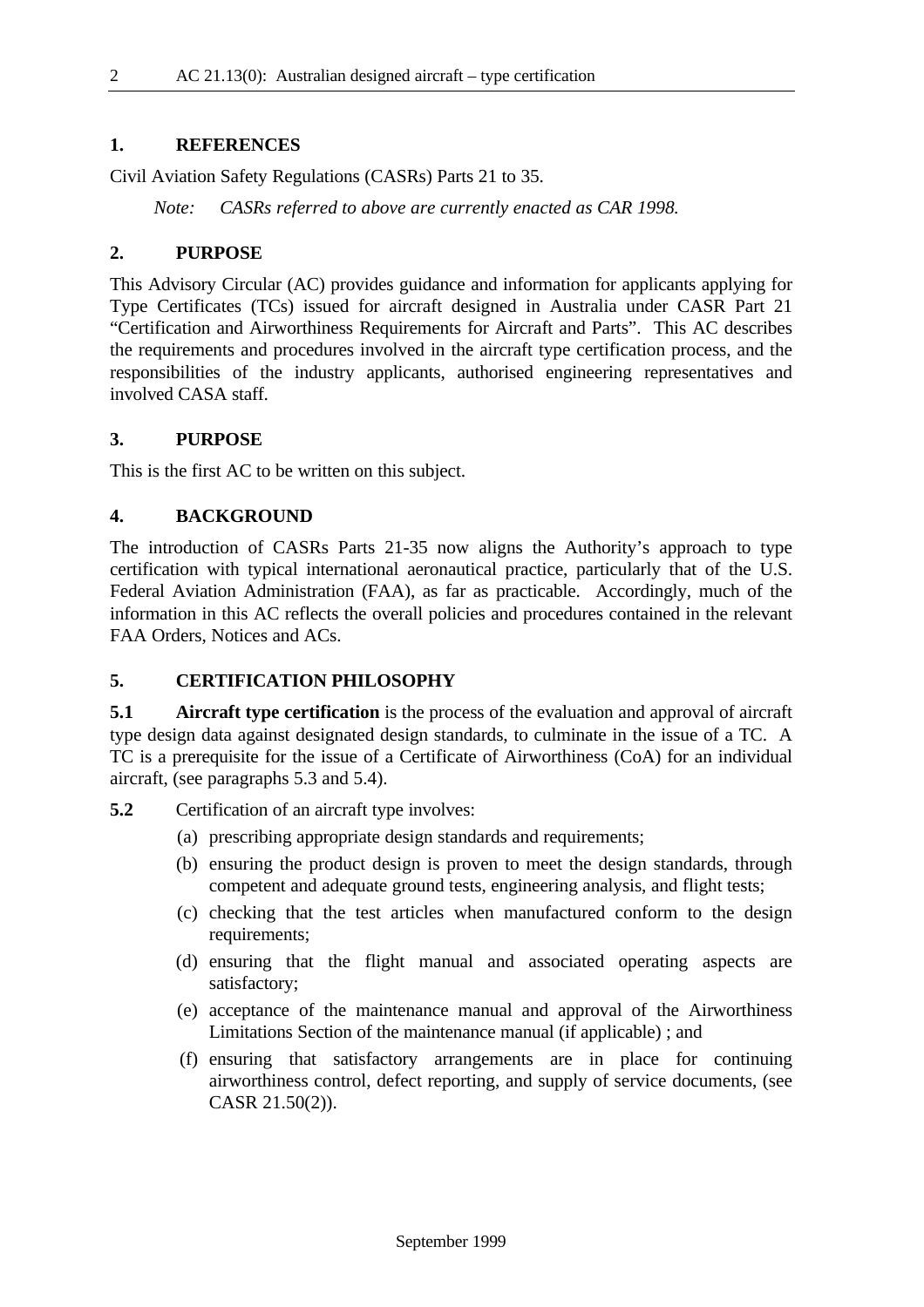## 1. REFERENCES

Civil Aviation Safety Regulations (CASRs) Parts 21 to 35.

*Note: CASRs referred to above are currently enacted as CAR 1998.*

## 2. PURPOSE

This Advisory Circular (AC) provides guidance and information for applicants applying for Type Certificates (TCs) issued for aircraft designed in Australia under CASR Part 21 "Certification and Airworthiness Requirements for Aircraft and Parts". This AC describes the requirements and procedures involved in the aircraft type certification process, and the responsibilities of the industry applicants, authorised engineering representatives and involved CASA staff.

## 3. PURPOSE

This is the first AC to be written on this subject.

## 4. BACKGROUND

The introduction of CASRs Parts 21-35 now aligns the Authority's approach to type certification with typical international aeronautical practice, particularly that of the U.S. Federal Aviation Administration (FAA), as far as practicable. Accordingly, much of the information in this AC reflects the overall policies and procedures contained in the relevant FAA Orders, Notices and ACs.

## 5. CERTIFICATION PHILOSOPHY

**5.1** **Aircraft type certification** is the process of the evaluation and approval of aircraft type design data against designated design standards, to culminate in the issue of a TC. A TC is a prerequisite for the issue of a Certificate of Airworthiness (CoA) for an individual aircraft, (see paragraphs 5.3 and 5.4).

**5.2** Certification of an aircraft type involves:

(a) prescribing appropriate design standards and requirements;

(b) ensuring the product design is proven to meet the design standards, through competent and adequate ground tests, engineering analysis, and flight tests;

(c) checking that the test articles when manufactured conform to the design requirements;

(d) ensuring that the flight manual and associated operating aspects are satisfactory;

(e) acceptance of the maintenance manual and approval of the Airworthiness Limitations Section of the maintenance manual (if applicable) ; and

(f) ensuring that satisfactory arrangements are in place for continuing airworthiness control, defect reporting, and supply of service documents, (see CASR 21.50(2)).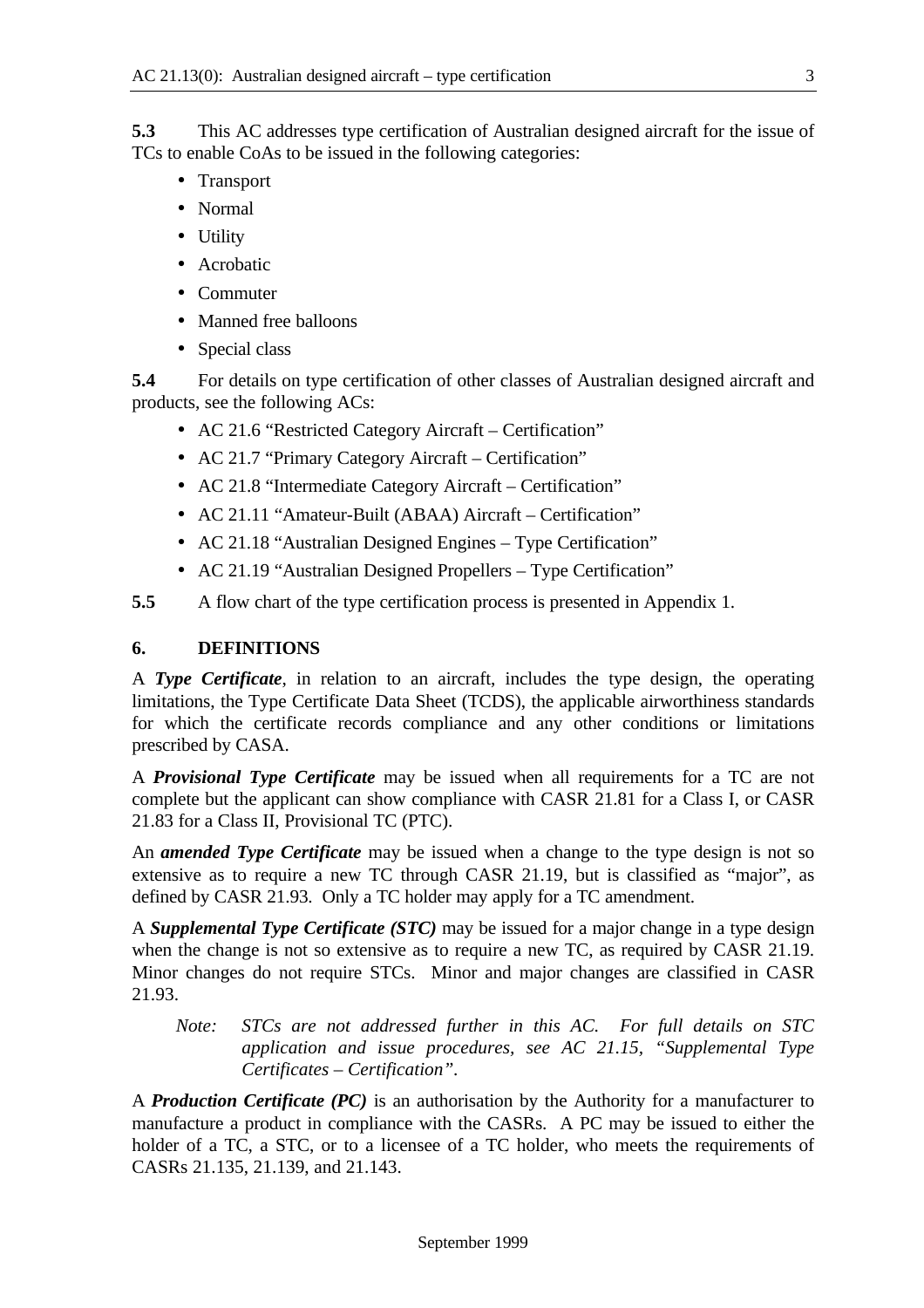**5.3** This AC addresses type certification of Australian designed aircraft for the issue of TCs to enable CoAs to be issued in the following categories:

- Transport
- Normal
- Utility
- Acrobatic
- Commuter
- Manned free balloons
- Special class

**5.4** For details on type certification of other classes of Australian designed aircraft and products, see the following ACs:

- AC 21.6 "Restricted Category Aircraft – Certification"
- AC 21.7 "Primary Category Aircraft – Certification"
- AC 21.8 "Intermediate Category Aircraft – Certification"
- AC 21.11 "Amateur-Built (ABAA) Aircraft – Certification"
- AC 21.18 "Australian Designed Engines – Type Certification"
- AC 21.19 "Australian Designed Propellers – Type Certification"

**5.5** A flow chart of the type certification process is presented in Appendix 1.

## 6. DEFINITIONS

A ***Type Certificate***, in relation to an aircraft, includes the type design, the operating limitations, the Type Certificate Data Sheet (TCDS), the applicable airworthiness standards for which the certificate records compliance and any other conditions or limitations prescribed by CASA.

A ***Provisional Type Certificate*** may be issued when all requirements for a TC are not complete but the applicant can show compliance with CASR 21.81 for a Class I, or CASR 21.83 for a Class II, Provisional TC (PTC).

An ***amended Type Certificate*** may be issued when a change to the type design is not so extensive as to require a new TC through CASR 21.19, but is classified as "major", as defined by CASR 21.93. Only a TC holder may apply for a TC amendment.

A ***Supplemental Type Certificate (STC)*** may be issued for a major change in a type design when the change is not so extensive as to require a new TC, as required by CASR 21.19. Minor changes do not require STCs. Minor and major changes are classified in CASR 21.93.

> *Note: STCs are not addressed further in this AC. For full details on STC application and issue procedures, see AC 21.15, "Supplemental Type Certificates – Certification".*

A ***Production Certificate (PC)*** is an authorisation by the Authority for a manufacturer to manufacture a product in compliance with the CASRs. A PC may be issued to either the holder of a TC, a STC, or to a licensee of a TC holder, who meets the requirements of CASRs 21.135, 21.139, and 21.143.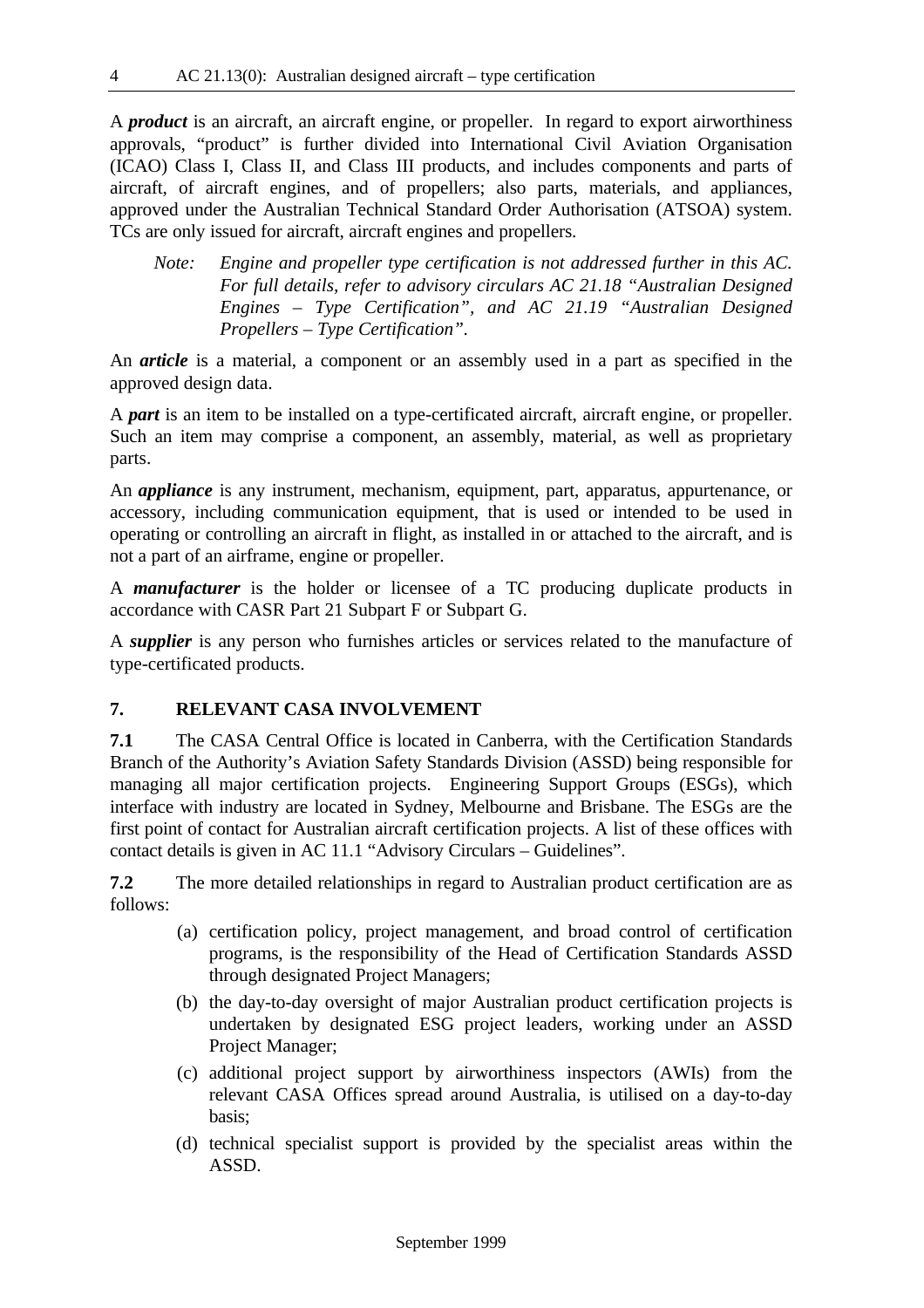A ***product*** is an aircraft, an aircraft engine, or propeller. In regard to export airworthiness approvals, "product" is further divided into International Civil Aviation Organisation (ICAO) Class I, Class II, and Class III products, and includes components and parts of aircraft, of aircraft engines, and of propellers; also parts, materials, and appliances, approved under the Australian Technical Standard Order Authorisation (ATSOA) system. TCs are only issued for aircraft, aircraft engines and propellers.

> *Note: Engine and propeller type certification is not addressed further in this AC. For full details, refer to advisory circulars AC 21.18 "Australian Designed Engines – Type Certification", and AC 21.19 "Australian Designed Propellers – Type Certification".*

An ***article*** is a material, a component or an assembly used in a part as specified in the approved design data.

A ***part*** is an item to be installed on a type-certificated aircraft, aircraft engine, or propeller. Such an item may comprise a component, an assembly, material, as well as proprietary parts.

An ***appliance*** is any instrument, mechanism, equipment, part, apparatus, appurtenance, or accessory, including communication equipment, that is used or intended to be used in operating or controlling an aircraft in flight, as installed in or attached to the aircraft, and is not a part of an airframe, engine or propeller.

A ***manufacturer*** is the holder or licensee of a TC producing duplicate products in accordance with CASR Part 21 Subpart F or Subpart G.

A ***supplier*** is any person who furnishes articles or services related to the manufacture of type-certificated products.

## 7. RELEVANT CASA INVOLVEMENT

**7.1** The CASA Central Office is located in Canberra, with the Certification Standards Branch of the Authority's Aviation Safety Standards Division (ASSD) being responsible for managing all major certification projects. Engineering Support Groups (ESGs), which interface with industry are located in Sydney, Melbourne and Brisbane. The ESGs are the first point of contact for Australian aircraft certification projects. A list of these offices with contact details is given in AC 11.1 "Advisory Circulars – Guidelines".

**7.2** The more detailed relationships in regard to Australian product certification are as follows:

(a) certification policy, project management, and broad control of certification programs, is the responsibility of the Head of Certification Standards ASSD through designated Project Managers;

(b) the day-to-day oversight of major Australian product certification projects is undertaken by designated ESG project leaders, working under an ASSD Project Manager;

(c) additional project support by airworthiness inspectors (AWIs) from the relevant CASA Offices spread around Australia, is utilised on a day-to-day basis;

(d) technical specialist support is provided by the specialist areas within the ASSD.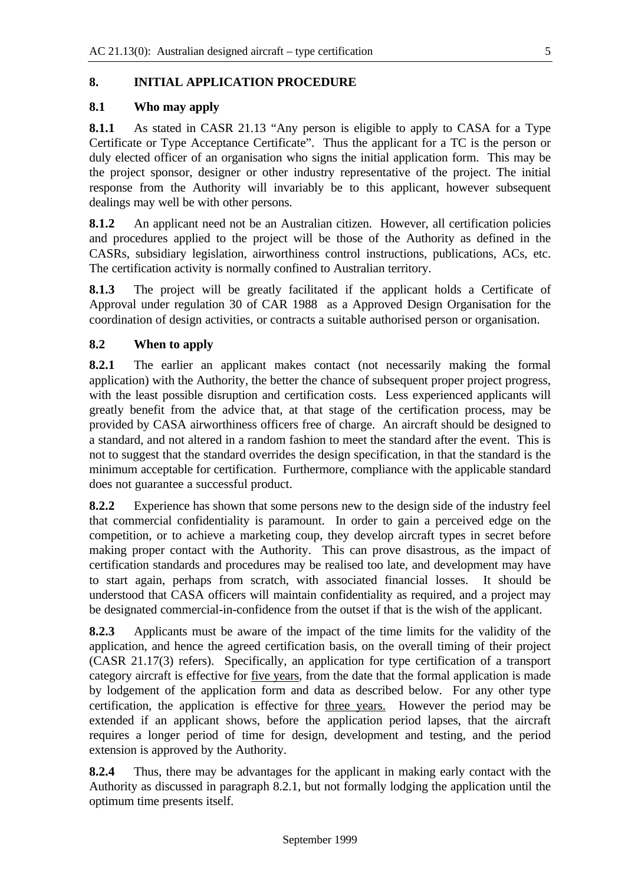## 8. INITIAL APPLICATION PROCEDURE

### 8.1 Who may apply

**8.1.1** As stated in CASR 21.13 "Any person is eligible to apply to CASA for a Type Certificate or Type Acceptance Certificate". Thus the applicant for a TC is the person or duly elected officer of an organisation who signs the initial application form. This may be the project sponsor, designer or other industry representative of the project. The initial response from the Authority will invariably be to this applicant, however subsequent dealings may well be with other persons.

**8.1.2** An applicant need not be an Australian citizen. However, all certification policies and procedures applied to the project will be those of the Authority as defined in the CASRs, subsidiary legislation, airworthiness control instructions, publications, ACs, etc. The certification activity is normally confined to Australian territory.

**8.1.3** The project will be greatly facilitated if the applicant holds a Certificate of Approval under regulation 30 of CAR 1988 as a Approved Design Organisation for the coordination of design activities, or contracts a suitable authorised person or organisation.

### 8.2 When to apply

**8.2.1** The earlier an applicant makes contact (not necessarily making the formal application) with the Authority, the better the chance of subsequent proper project progress, with the least possible disruption and certification costs. Less experienced applicants will greatly benefit from the advice that, at that stage of the certification process, may be provided by CASA airworthiness officers free of charge. An aircraft should be designed to a standard, and not altered in a random fashion to meet the standard after the event. This is not to suggest that the standard overrides the design specification, in that the standard is the minimum acceptable for certification. Furthermore, compliance with the applicable standard does not guarantee a successful product.

**8.2.2** Experience has shown that some persons new to the design side of the industry feel that commercial confidentiality is paramount. In order to gain a perceived edge on the competition, or to achieve a marketing coup, they develop aircraft types in secret before making proper contact with the Authority. This can prove disastrous, as the impact of certification standards and procedures may be realised too late, and development may have to start again, perhaps from scratch, with associated financial losses. It should be understood that CASA officers will maintain confidentiality as required, and a project may be designated commercial-in-confidence from the outset if that is the wish of the applicant.

**8.2.3** Applicants must be aware of the impact of the time limits for the validity of the application, and hence the agreed certification basis, on the overall timing of their project (CASR 21.17(3) refers). Specifically, an application for type certification of a transport category aircraft is effective for <u>five years</u>, from the date that the formal application is made by lodgement of the application form and data as described below. For any other type certification, the application is effective for <u>three years.</u> However the period may be extended if an applicant shows, before the application period lapses, that the aircraft requires a longer period of time for design, development and testing, and the period extension is approved by the Authority.

**8.2.4** Thus, there may be advantages for the applicant in making early contact with the Authority as discussed in paragraph 8.2.1, but not formally lodging the application until the optimum time presents itself.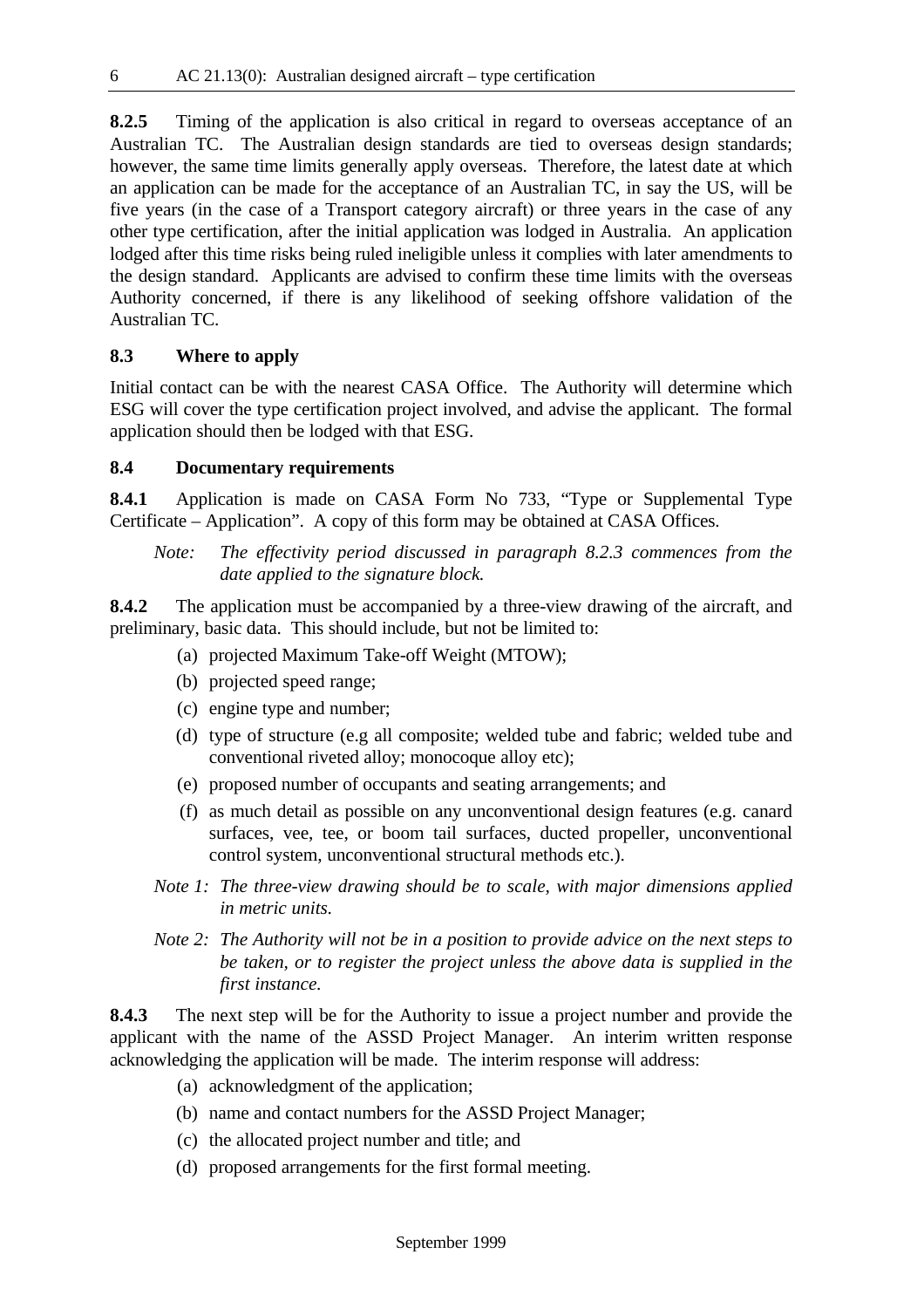**8.2.5** Timing of the application is also critical in regard to overseas acceptance of an Australian TC. The Australian design standards are tied to overseas design standards; however, the same time limits generally apply overseas. Therefore, the latest date at which an application can be made for the acceptance of an Australian TC, in say the US, will be five years (in the case of a Transport category aircraft) or three years in the case of any other type certification, after the initial application was lodged in Australia. An application lodged after this time risks being ruled ineligible unless it complies with later amendments to the design standard. Applicants are advised to confirm these time limits with the overseas Authority concerned, if there is any likelihood of seeking offshore validation of the Australian TC.

### 8.3 Where to apply

Initial contact can be with the nearest CASA Office. The Authority will determine which ESG will cover the type certification project involved, and advise the applicant. The formal application should then be lodged with that ESG.

### 8.4 Documentary requirements

**8.4.1** Application is made on CASA Form No 733, "Type or Supplemental Type Certificate – Application". A copy of this form may be obtained at CASA Offices.

> *Note: The effectivity period discussed in paragraph 8.2.3 commences from the date applied to the signature block.*

**8.4.2** The application must be accompanied by a three-view drawing of the aircraft, and preliminary, basic data. This should include, but not be limited to:

(a) projected Maximum Take-off Weight (MTOW);

(b) projected speed range;

(c) engine type and number;

(d) type of structure (e.g all composite; welded tube and fabric; welded tube and conventional riveted alloy; monocoque alloy etc);

(e) proposed number of occupants and seating arrangements; and

(f) as much detail as possible on any unconventional design features (e.g. canard surfaces, vee, tee, or boom tail surfaces, ducted propeller, unconventional control system, unconventional structural methods etc.).

> *Note 1: The three-view drawing should be to scale, with major dimensions applied in metric units.*

> *Note 2: The Authority will not be in a position to provide advice on the next steps to be taken, or to register the project unless the above data is supplied in the first instance.*

**8.4.3** The next step will be for the Authority to issue a project number and provide the applicant with the name of the ASSD Project Manager. An interim written response acknowledging the application will be made. The interim response will address:

(a) acknowledgment of the application;

(b) name and contact numbers for the ASSD Project Manager;

(c) the allocated project number and title; and

(d) proposed arrangements for the first formal meeting.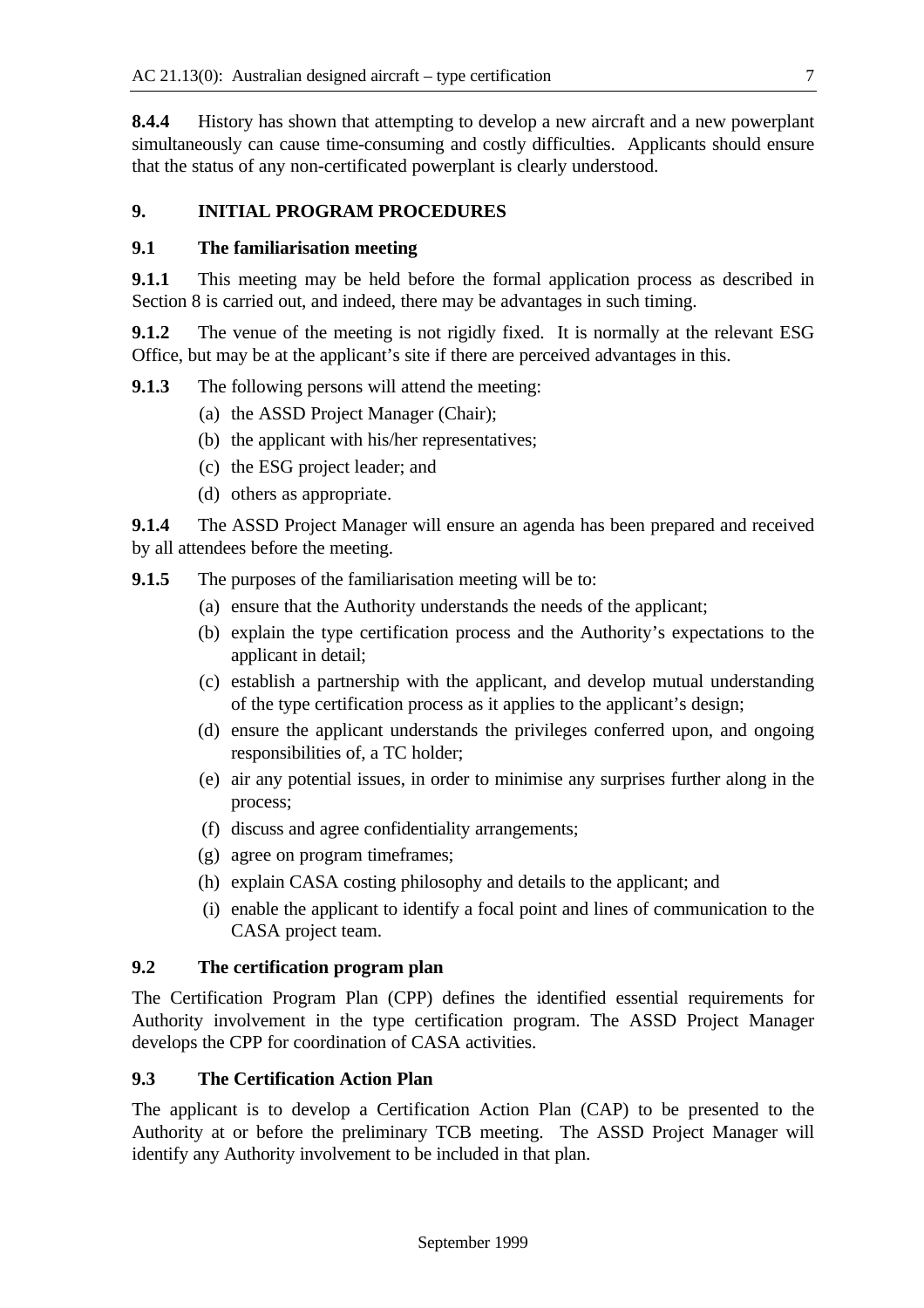**8.4.4** History has shown that attempting to develop a new aircraft and a new powerplant simultaneously can cause time-consuming and costly difficulties. Applicants should ensure that the status of any non-certificated powerplant is clearly understood.

## 9. INITIAL PROGRAM PROCEDURES

### 9.1 The familiarisation meeting

**9.1.1** This meeting may be held before the formal application process as described in Section 8 is carried out, and indeed, there may be advantages in such timing.

**9.1.2** The venue of the meeting is not rigidly fixed. It is normally at the relevant ESG Office, but may be at the applicant's site if there are perceived advantages in this.

**9.1.3** The following persons will attend the meeting:

(a) the ASSD Project Manager (Chair);
(b) the applicant with his/her representatives;
(c) the ESG project leader; and
(d) others as appropriate.

**9.1.4** The ASSD Project Manager will ensure an agenda has been prepared and received by all attendees before the meeting.

**9.1.5** The purposes of the familiarisation meeting will be to:

(a) ensure that the Authority understands the needs of the applicant;
(b) explain the type certification process and the Authority's expectations to the applicant in detail;
(c) establish a partnership with the applicant, and develop mutual understanding of the type certification process as it applies to the applicant's design;
(d) ensure the applicant understands the privileges conferred upon, and ongoing responsibilities of, a TC holder;
(e) air any potential issues, in order to minimise any surprises further along in the process;
(f) discuss and agree confidentiality arrangements;
(g) agree on program timeframes;
(h) explain CASA costing philosophy and details to the applicant; and
(i) enable the applicant to identify a focal point and lines of communication to the CASA project team.

### 9.2 The certification program plan

The Certification Program Plan (CPP) defines the identified essential requirements for Authority involvement in the type certification program. The ASSD Project Manager develops the CPP for coordination of CASA activities.

### 9.3 The Certification Action Plan

The applicant is to develop a Certification Action Plan (CAP) to be presented to the Authority at or before the preliminary TCB meeting. The ASSD Project Manager will identify any Authority involvement to be included in that plan.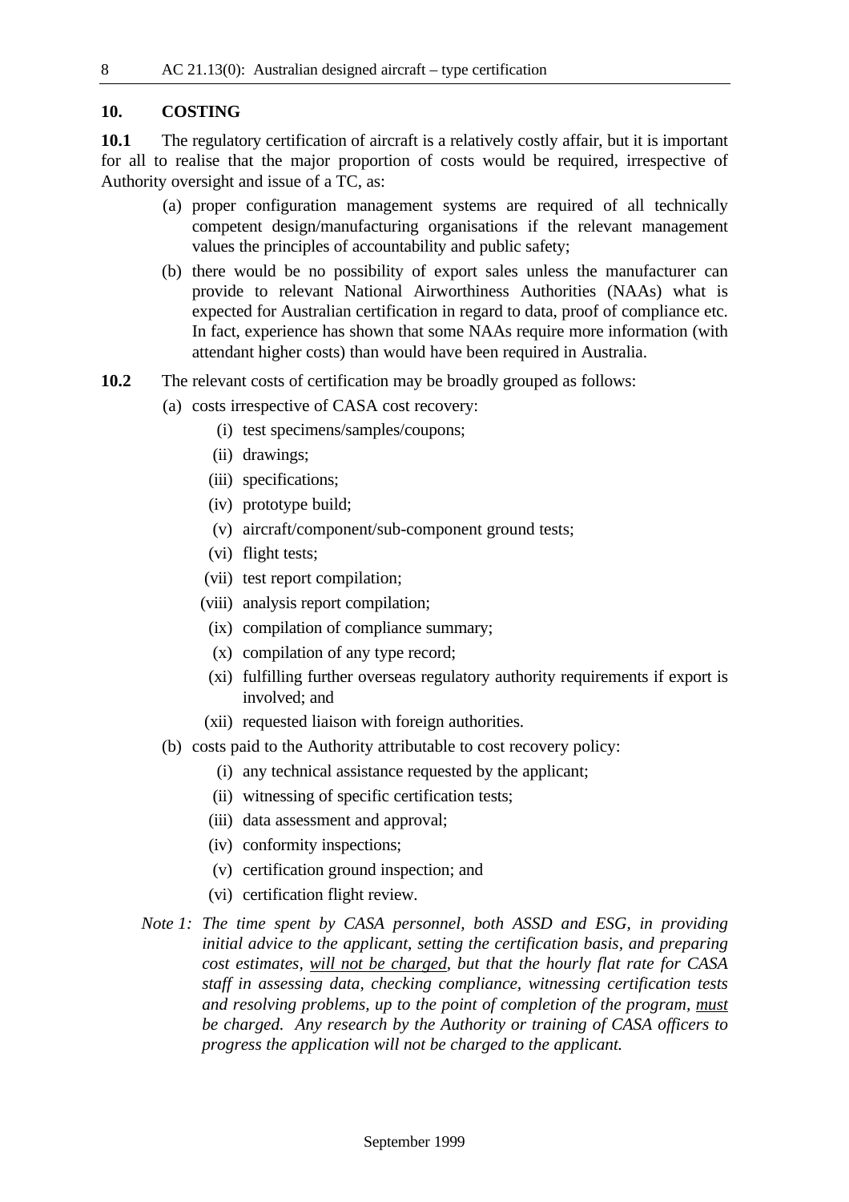## 10. COSTING

**10.1** The regulatory certification of aircraft is a relatively costly affair, but it is important for all to realise that the major proportion of costs would be required, irrespective of Authority oversight and issue of a TC, as:

(a) proper configuration management systems are required of all technically competent design/manufacturing organisations if the relevant management values the principles of accountability and public safety;

(b) there would be no possibility of export sales unless the manufacturer can provide to relevant National Airworthiness Authorities (NAAs) what is expected for Australian certification in regard to data, proof of compliance etc. In fact, experience has shown that some NAAs require more information (with attendant higher costs) than would have been required in Australia.

**10.2** The relevant costs of certification may be broadly grouped as follows:

(a) costs irrespective of CASA cost recovery:

(i) test specimens/samples/coupons;

(ii) drawings;

(iii) specifications;

(iv) prototype build;

(v) aircraft/component/sub-component ground tests;

(vi) flight tests;

(vii) test report compilation;

(viii) analysis report compilation;

(ix) compilation of compliance summary;

(x) compilation of any type record;

(xi) fulfilling further overseas regulatory authority requirements if export is involved; and

(xii) requested liaison with foreign authorities.

(b) costs paid to the Authority attributable to cost recovery policy:

(i) any technical assistance requested by the applicant;

(ii) witnessing of specific certification tests;

(iii) data assessment and approval;

(iv) conformity inspections;

(v) certification ground inspection; and

(vi) certification flight review.

*Note 1: The time spent by CASA personnel, both ASSD and ESG, in providing initial advice to the applicant, setting the certification basis, and preparing cost estimates, <u>will not be charged</u>, but that the hourly flat rate for CASA staff in assessing data, checking compliance, witnessing certification tests and resolving problems, up to the point of completion of the program, <u>must</u> be charged. Any research by the Authority or training of CASA officers to progress the application will not be charged to the applicant.*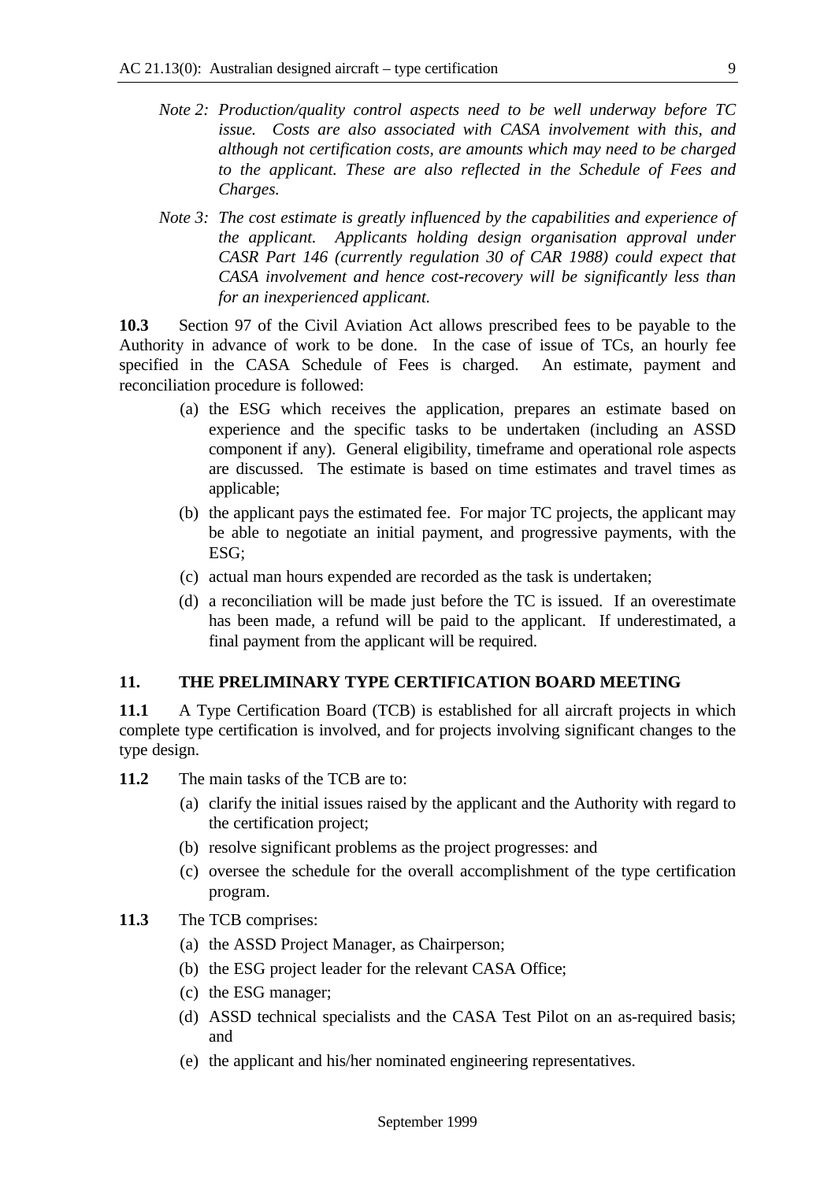*Note 2: Production/quality control aspects need to be well underway before TC issue. Costs are also associated with CASA involvement with this, and although not certification costs, are amounts which may need to be charged to the applicant. These are also reflected in the Schedule of Fees and Charges.*

*Note 3: The cost estimate is greatly influenced by the capabilities and experience of the applicant. Applicants holding design organisation approval under CASR Part 146 (currently regulation 30 of CAR 1988) could expect that CASA involvement and hence cost-recovery will be significantly less than for an inexperienced applicant.*

**10.3** Section 97 of the Civil Aviation Act allows prescribed fees to be payable to the Authority in advance of work to be done. In the case of issue of TCs, an hourly fee specified in the CASA Schedule of Fees is charged. An estimate, payment and reconciliation procedure is followed:

(a) the ESG which receives the application, prepares an estimate based on experience and the specific tasks to be undertaken (including an ASSD component if any). General eligibility, timeframe and operational role aspects are discussed. The estimate is based on time estimates and travel times as applicable;

(b) the applicant pays the estimated fee. For major TC projects, the applicant may be able to negotiate an initial payment, and progressive payments, with the ESG;

(c) actual man hours expended are recorded as the task is undertaken;

(d) a reconciliation will be made just before the TC is issued. If an overestimate has been made, a refund will be paid to the applicant. If underestimated, a final payment from the applicant will be required.

## 11. THE PRELIMINARY TYPE CERTIFICATION BOARD MEETING

**11.1** A Type Certification Board (TCB) is established for all aircraft projects in which complete type certification is involved, and for projects involving significant changes to the type design.

**11.2** The main tasks of the TCB are to:

(a) clarify the initial issues raised by the applicant and the Authority with regard to the certification project;

(b) resolve significant problems as the project progresses: and

(c) oversee the schedule for the overall accomplishment of the type certification program.

**11.3** The TCB comprises:

(a) the ASSD Project Manager, as Chairperson;

(b) the ESG project leader for the relevant CASA Office;

(c) the ESG manager;

(d) ASSD technical specialists and the CASA Test Pilot on an as-required basis; and

(e) the applicant and his/her nominated engineering representatives.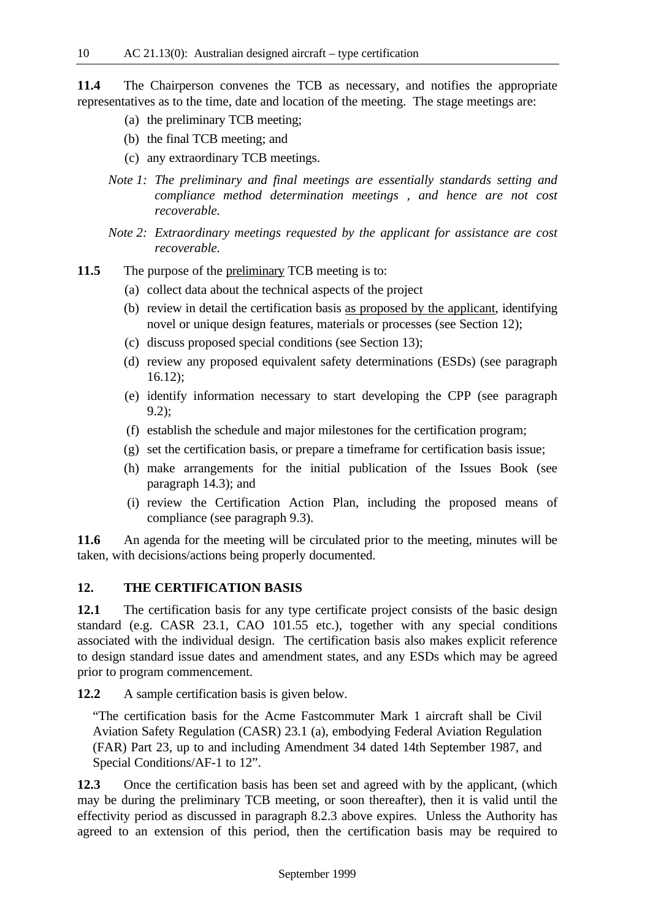**11.4** The Chairperson convenes the TCB as necessary, and notifies the appropriate representatives as to the time, date and location of the meeting. The stage meetings are:

(a) the preliminary TCB meeting;

(b) the final TCB meeting; and

(c) any extraordinary TCB meetings.

*Note 1: The preliminary and final meetings are essentially standards setting and compliance method determination meetings , and hence are not cost recoverable.*

*Note 2: Extraordinary meetings requested by the applicant for assistance are cost recoverable.*

**11.5** The purpose of the <u>preliminary</u> TCB meeting is to:

(a) collect data about the technical aspects of the project

(b) review in detail the certification basis <u>as proposed by the applicant</u>, identifying novel or unique design features, materials or processes (see Section 12);

(c) discuss proposed special conditions (see Section 13);

(d) review any proposed equivalent safety determinations (ESDs) (see paragraph 16.12);

(e) identify information necessary to start developing the CPP (see paragraph 9.2);

(f) establish the schedule and major milestones for the certification program;

(g) set the certification basis, or prepare a timeframe for certification basis issue;

(h) make arrangements for the initial publication of the Issues Book (see paragraph 14.3); and

(i) review the Certification Action Plan, including the proposed means of compliance (see paragraph 9.3).

**11.6** An agenda for the meeting will be circulated prior to the meeting, minutes will be taken, with decisions/actions being properly documented.

## 12. THE CERTIFICATION BASIS

**12.1** The certification basis for any type certificate project consists of the basic design standard (e.g. CASR 23.1, CAO 101.55 etc.), together with any special conditions associated with the individual design. The certification basis also makes explicit reference to design standard issue dates and amendment states, and any ESDs which may be agreed prior to program commencement.

**12.2** A sample certification basis is given below.

> "The certification basis for the Acme Fastcommuter Mark 1 aircraft shall be Civil Aviation Safety Regulation (CASR) 23.1 (a), embodying Federal Aviation Regulation (FAR) Part 23, up to and including Amendment 34 dated 14th September 1987, and Special Conditions/AF-1 to 12".

**12.3** Once the certification basis has been set and agreed with by the applicant, (which may be during the preliminary TCB meeting, or soon thereafter), then it is valid until the effectivity period as discussed in paragraph 8.2.3 above expires. Unless the Authority has agreed to an extension of this period, then the certification basis may be required to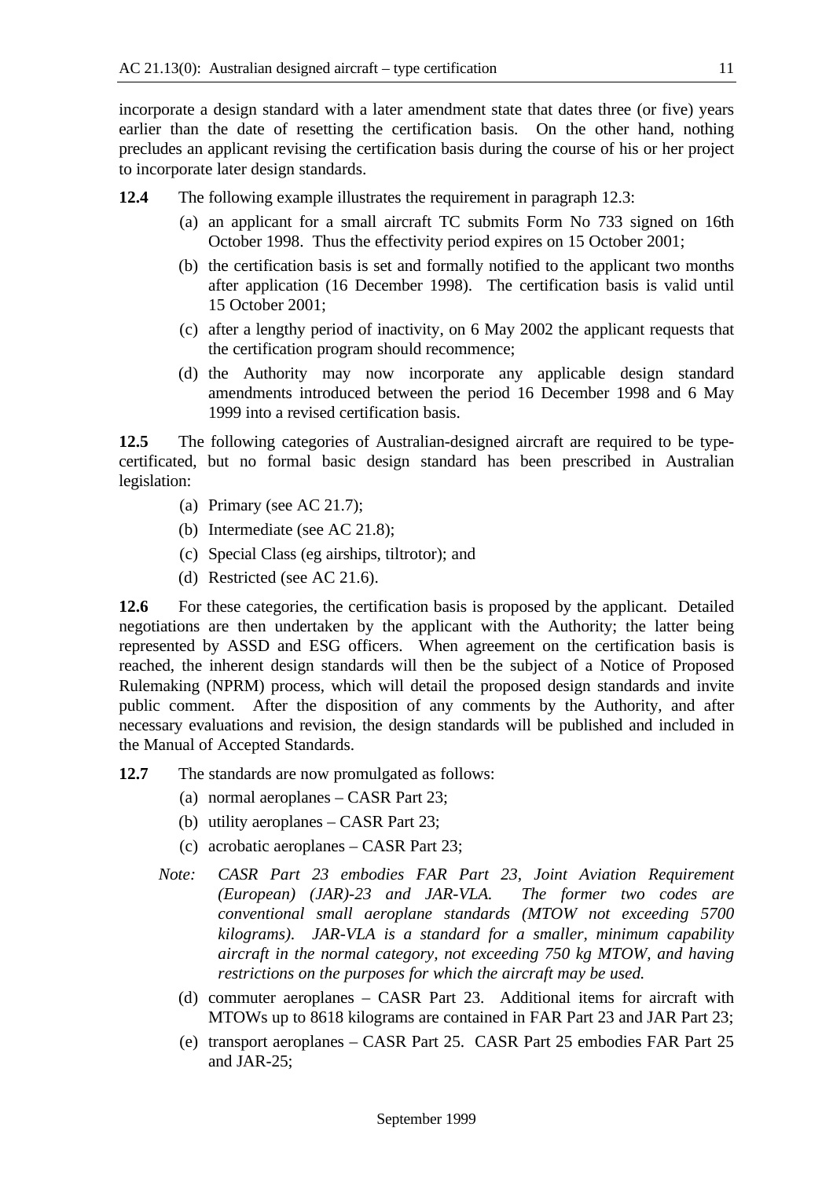incorporate a design standard with a later amendment state that dates three (or five) years earlier than the date of resetting the certification basis. On the other hand, nothing precludes an applicant revising the certification basis during the course of his or her project to incorporate later design standards.

**12.4** The following example illustrates the requirement in paragraph 12.3:

(a) an applicant for a small aircraft TC submits Form No 733 signed on 16th October 1998. Thus the effectivity period expires on 15 October 2001;

(b) the certification basis is set and formally notified to the applicant two months after application (16 December 1998). The certification basis is valid until 15 October 2001;

(c) after a lengthy period of inactivity, on 6 May 2002 the applicant requests that the certification program should recommence;

(d) the Authority may now incorporate any applicable design standard amendments introduced between the period 16 December 1998 and 6 May 1999 into a revised certification basis.

**12.5** The following categories of Australian-designed aircraft are required to be type-certificated, but no formal basic design standard has been prescribed in Australian legislation:

(a) Primary (see AC 21.7);

(b) Intermediate (see AC 21.8);

(c) Special Class (eg airships, tiltrotor); and

(d) Restricted (see AC 21.6).

**12.6** For these categories, the certification basis is proposed by the applicant. Detailed negotiations are then undertaken by the applicant with the Authority; the latter being represented by ASSD and ESG officers. When agreement on the certification basis is reached, the inherent design standards will then be the subject of a Notice of Proposed Rulemaking (NPRM) process, which will detail the proposed design standards and invite public comment. After the disposition of any comments by the Authority, and after necessary evaluations and revision, the design standards will be published and included in the Manual of Accepted Standards.

**12.7** The standards are now promulgated as follows:

(a) normal aeroplanes – CASR Part 23;

(b) utility aeroplanes – CASR Part 23;

(c) acrobatic aeroplanes – CASR Part 23;

*Note: CASR Part 23 embodies FAR Part 23, Joint Aviation Requirement (European) (JAR)-23 and JAR-VLA. The former two codes are conventional small aeroplane standards (MTOW not exceeding 5700 kilograms). JAR-VLA is a standard for a smaller, minimum capability aircraft in the normal category, not exceeding 750 kg MTOW, and having restrictions on the purposes for which the aircraft may be used.*

(d) commuter aeroplanes – CASR Part 23. Additional items for aircraft with MTOWs up to 8618 kilograms are contained in FAR Part 23 and JAR Part 23;

(e) transport aeroplanes – CASR Part 25. CASR Part 25 embodies FAR Part 25 and JAR-25;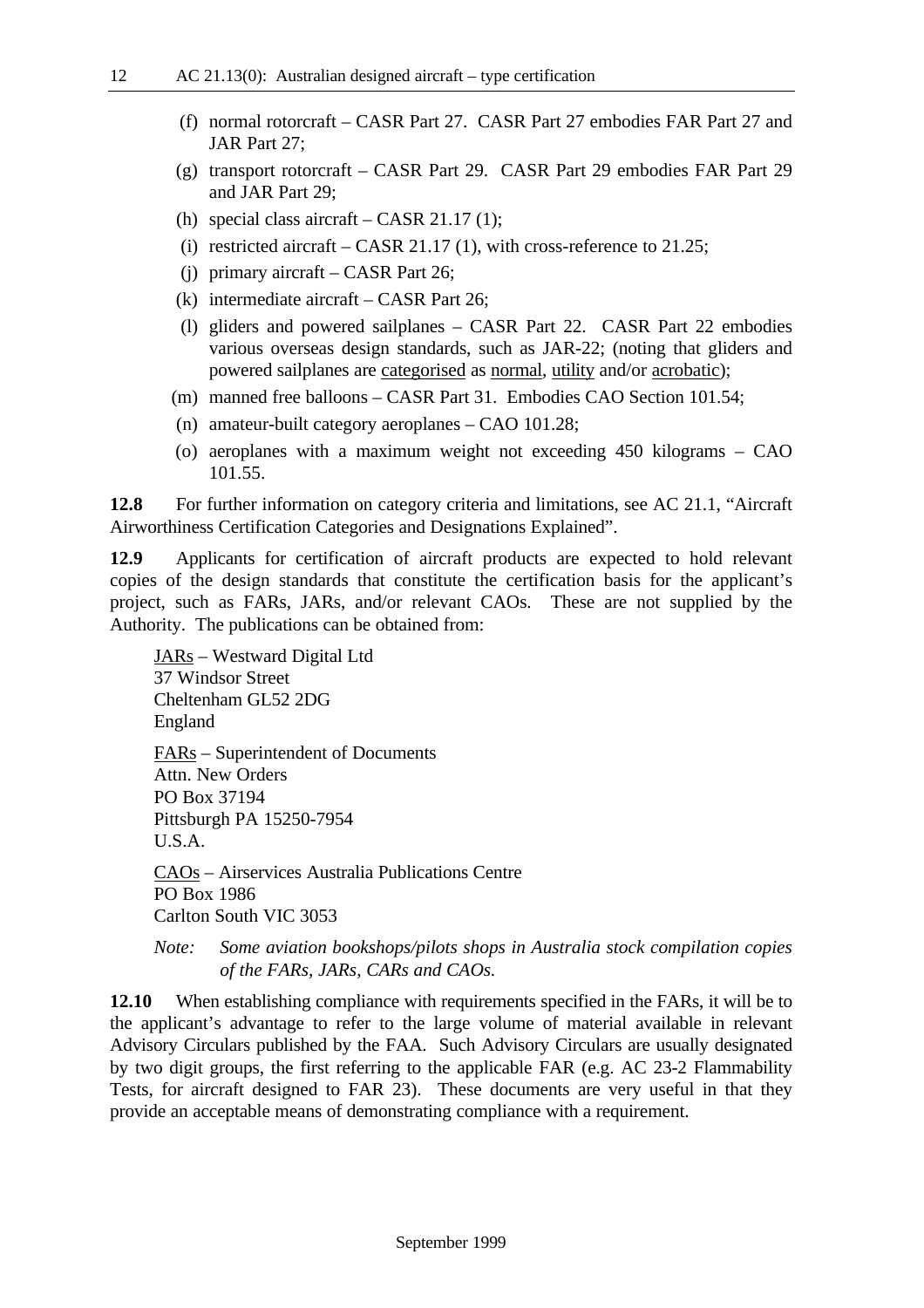(f) normal rotorcraft – CASR Part 27. CASR Part 27 embodies FAR Part 27 and JAR Part 27;

(g) transport rotorcraft – CASR Part 29. CASR Part 29 embodies FAR Part 29 and JAR Part 29;

(h) special class aircraft – CASR 21.17 (1);

(i) restricted aircraft – CASR 21.17 (1), with cross-reference to 21.25;

(j) primary aircraft – CASR Part 26;

(k) intermediate aircraft – CASR Part 26;

(l) gliders and powered sailplanes – CASR Part 22. CASR Part 22 embodies various overseas design standards, such as JAR-22; (noting that gliders and powered sailplanes are <u>categorised</u> as <u>normal</u>, <u>utility</u> and/or <u>acrobatic</u>);

(m) manned free balloons – CASR Part 31. Embodies CAO Section 101.54;

(n) amateur-built category aeroplanes – CAO 101.28;

(o) aeroplanes with a maximum weight not exceeding 450 kilograms – CAO 101.55.

**12.8** For further information on category criteria and limitations, see AC 21.1, "Aircraft Airworthiness Certification Categories and Designations Explained".

**12.9** Applicants for certification of aircraft products are expected to hold relevant copies of the design standards that constitute the certification basis for the applicant's project, such as FARs, JARs, and/or relevant CAOs. These are not supplied by the Authority. The publications can be obtained from:

<u>JARs</u> – Westward Digital Ltd
37 Windsor Street
Cheltenham GL52 2DG
England

<u>FARs</u> – Superintendent of Documents
Attn. New Orders
PO Box 37194
Pittsburgh PA 15250-7954
U.S.A.

<u>CAOs</u> – Airservices Australia Publications Centre
PO Box 1986
Carlton South VIC 3053

*Note: Some aviation bookshops/pilots shops in Australia stock compilation copies of the FARs, JARs, CARs and CAOs.*

**12.10** When establishing compliance with requirements specified in the FARs, it will be to the applicant's advantage to refer to the large volume of material available in relevant Advisory Circulars published by the FAA. Such Advisory Circulars are usually designated by two digit groups, the first referring to the applicable FAR (e.g. AC 23-2 Flammability Tests, for aircraft designed to FAR 23). These documents are very useful in that they provide an acceptable means of demonstrating compliance with a requirement.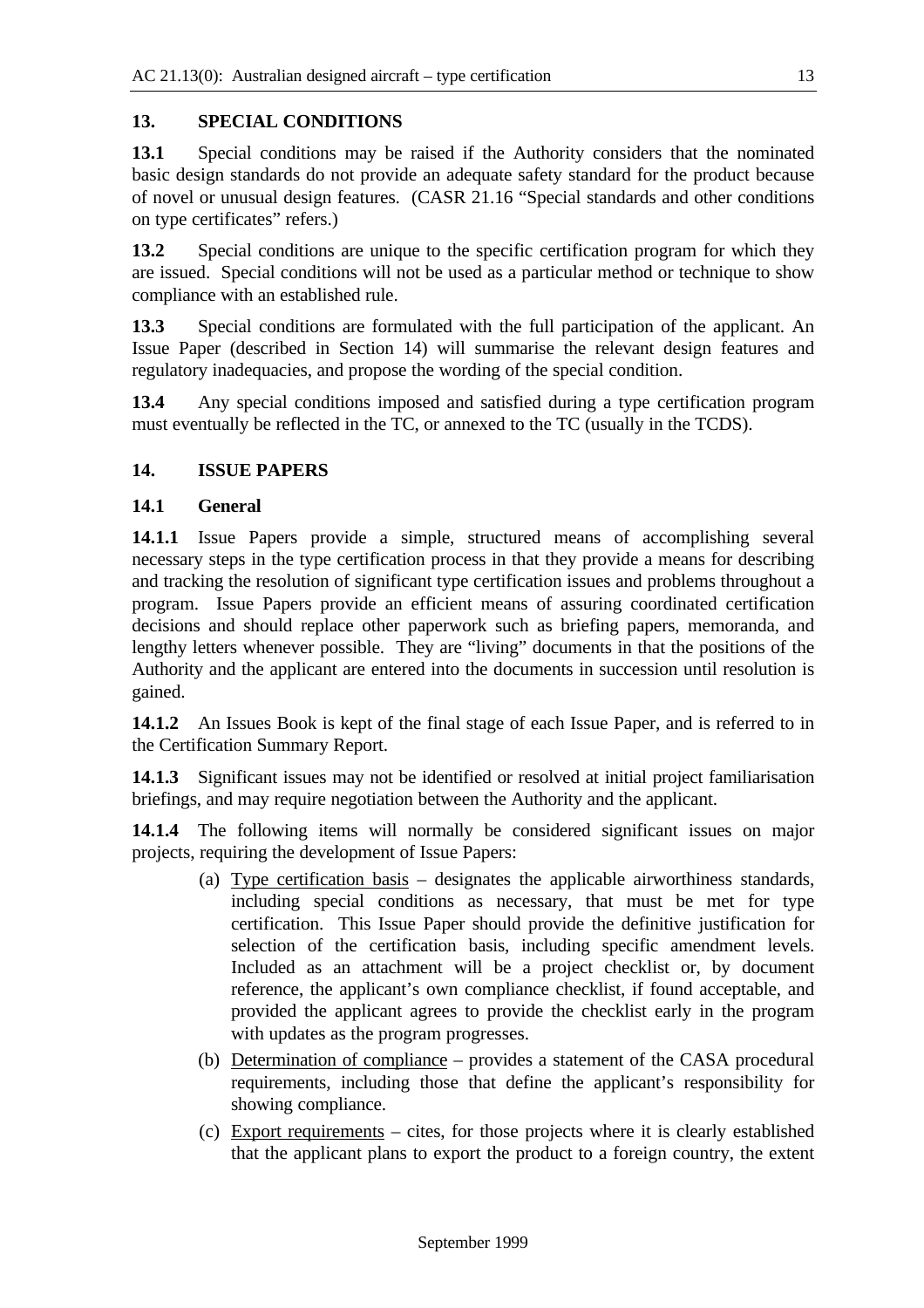## 13. SPECIAL CONDITIONS

**13.1** Special conditions may be raised if the Authority considers that the nominated basic design standards do not provide an adequate safety standard for the product because of novel or unusual design features. (CASR 21.16 "Special standards and other conditions on type certificates" refers.)

**13.2** Special conditions are unique to the specific certification program for which they are issued. Special conditions will not be used as a particular method or technique to show compliance with an established rule.

**13.3** Special conditions are formulated with the full participation of the applicant. An Issue Paper (described in Section 14) will summarise the relevant design features and regulatory inadequacies, and propose the wording of the special condition.

**13.4** Any special conditions imposed and satisfied during a type certification program must eventually be reflected in the TC, or annexed to the TC (usually in the TCDS).

## 14. ISSUE PAPERS

### 14.1 General

**14.1.1** Issue Papers provide a simple, structured means of accomplishing several necessary steps in the type certification process in that they provide a means for describing and tracking the resolution of significant type certification issues and problems throughout a program. Issue Papers provide an efficient means of assuring coordinated certification decisions and should replace other paperwork such as briefing papers, memoranda, and lengthy letters whenever possible. They are "living" documents in that the positions of the Authority and the applicant are entered into the documents in succession until resolution is gained.

**14.1.2** An Issues Book is kept of the final stage of each Issue Paper, and is referred to in the Certification Summary Report.

**14.1.3** Significant issues may not be identified or resolved at initial project familiarisation briefings, and may require negotiation between the Authority and the applicant.

**14.1.4** The following items will normally be considered significant issues on major projects, requiring the development of Issue Papers:

(a) <u>Type certification basis</u> – designates the applicable airworthiness standards, including special conditions as necessary, that must be met for type certification. This Issue Paper should provide the definitive justification for selection of the certification basis, including specific amendment levels. Included as an attachment will be a project checklist or, by document reference, the applicant's own compliance checklist, if found acceptable, and provided the applicant agrees to provide the checklist early in the program with updates as the program progresses.

(b) <u>Determination of compliance</u> – provides a statement of the CASA procedural requirements, including those that define the applicant's responsibility for showing compliance.

(c) <u>Export requirements</u> – cites, for those projects where it is clearly established that the applicant plans to export the product to a foreign country, the extent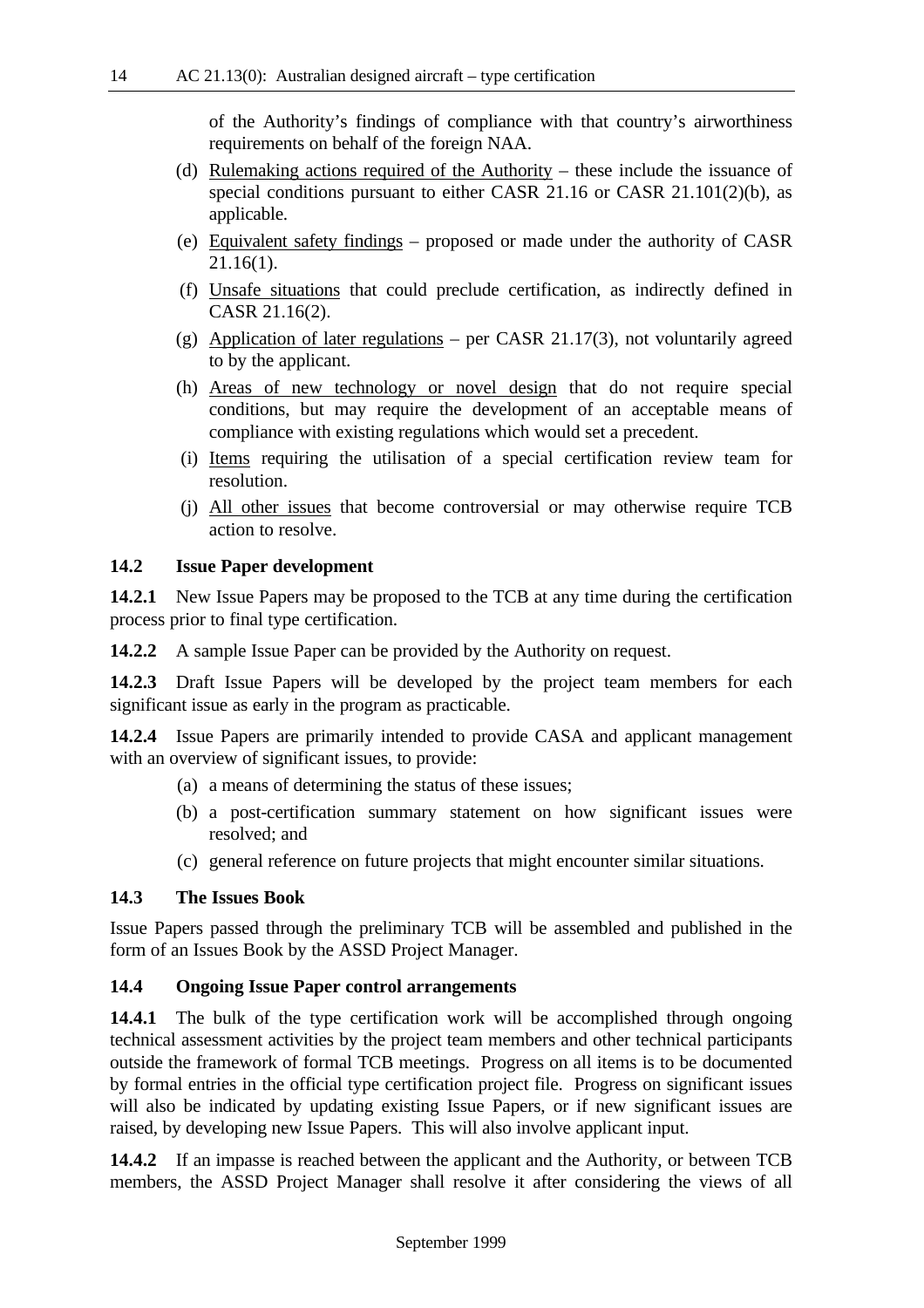of the Authority's findings of compliance with that country's airworthiness requirements on behalf of the foreign NAA.

(d) Rulemaking actions required of the Authority – these include the issuance of special conditions pursuant to either CASR 21.16 or CASR 21.101(2)(b), as applicable.

(e) Equivalent safety findings – proposed or made under the authority of CASR 21.16(1).

(f) Unsafe situations that could preclude certification, as indirectly defined in CASR 21.16(2).

(g) Application of later regulations – per CASR 21.17(3), not voluntarily agreed to by the applicant.

(h) Areas of new technology or novel design that do not require special conditions, but may require the development of an acceptable means of compliance with existing regulations which would set a precedent.

(i) Items requiring the utilisation of a special certification review team for resolution.

(j) All other issues that become controversial or may otherwise require TCB action to resolve.

### 14.2 Issue Paper development

**14.2.1** New Issue Papers may be proposed to the TCB at any time during the certification process prior to final type certification.

**14.2.2** A sample Issue Paper can be provided by the Authority on request.

**14.2.3** Draft Issue Papers will be developed by the project team members for each significant issue as early in the program as practicable.

**14.2.4** Issue Papers are primarily intended to provide CASA and applicant management with an overview of significant issues, to provide:

(a) a means of determining the status of these issues;

(b) a post-certification summary statement on how significant issues were resolved; and

(c) general reference on future projects that might encounter similar situations.

### 14.3 The Issues Book

Issue Papers passed through the preliminary TCB will be assembled and published in the form of an Issues Book by the ASSD Project Manager.

### 14.4 Ongoing Issue Paper control arrangements

**14.4.1** The bulk of the type certification work will be accomplished through ongoing technical assessment activities by the project team members and other technical participants outside the framework of formal TCB meetings. Progress on all items is to be documented by formal entries in the official type certification project file. Progress on significant issues will also be indicated by updating existing Issue Papers, or if new significant issues are raised, by developing new Issue Papers. This will also involve applicant input.

**14.4.2** If an impasse is reached between the applicant and the Authority, or between TCB members, the ASSD Project Manager shall resolve it after considering the views of all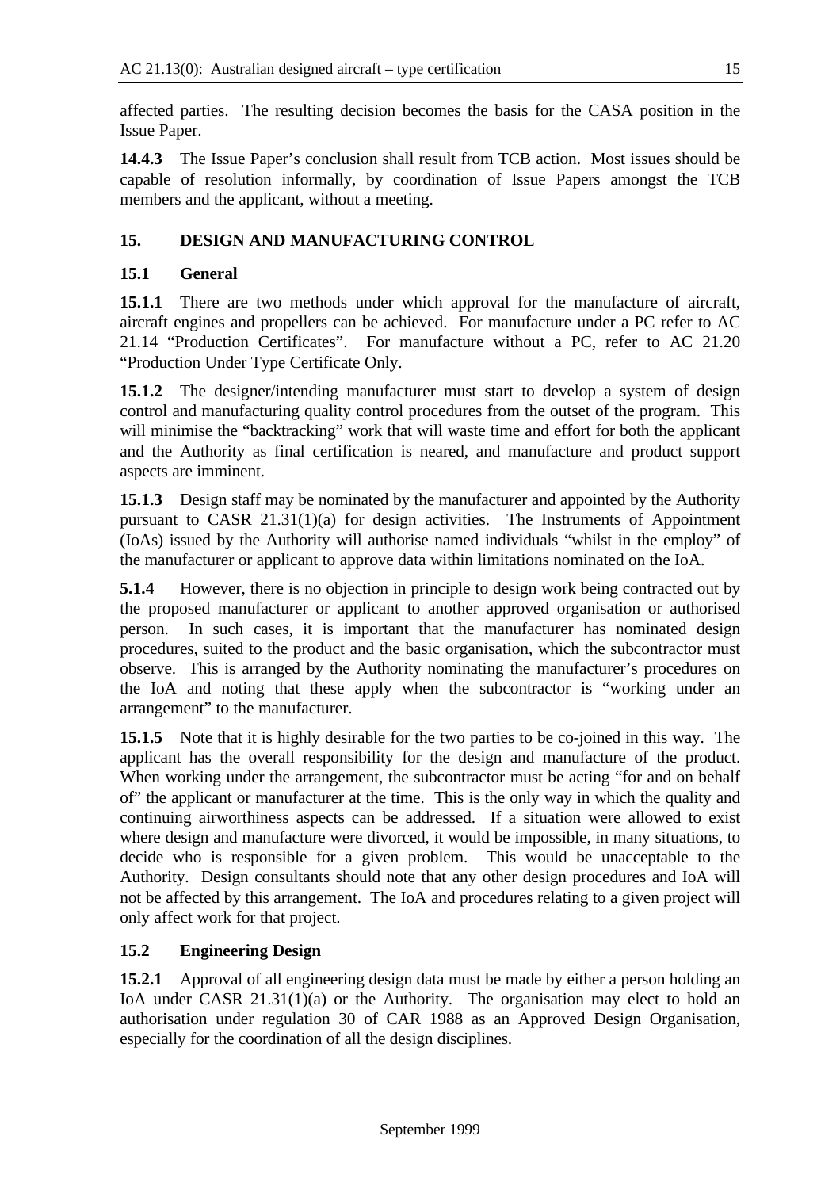affected parties. The resulting decision becomes the basis for the CASA position in the Issue Paper.

**14.4.3** The Issue Paper's conclusion shall result from TCB action. Most issues should be capable of resolution informally, by coordination of Issue Papers amongst the TCB members and the applicant, without a meeting.

## 15. DESIGN AND MANUFACTURING CONTROL

### 15.1 General

**15.1.1** There are two methods under which approval for the manufacture of aircraft, aircraft engines and propellers can be achieved. For manufacture under a PC refer to AC 21.14 "Production Certificates". For manufacture without a PC, refer to AC 21.20 "Production Under Type Certificate Only.

**15.1.2** The designer/intending manufacturer must start to develop a system of design control and manufacturing quality control procedures from the outset of the program. This will minimise the "backtracking" work that will waste time and effort for both the applicant and the Authority as final certification is neared, and manufacture and product support aspects are imminent.

**15.1.3** Design staff may be nominated by the manufacturer and appointed by the Authority pursuant to CASR 21.31(1)(a) for design activities. The Instruments of Appointment (IoAs) issued by the Authority will authorise named individuals "whilst in the employ" of the manufacturer or applicant to approve data within limitations nominated on the IoA.

**5.1.4** However, there is no objection in principle to design work being contracted out by the proposed manufacturer or applicant to another approved organisation or authorised person. In such cases, it is important that the manufacturer has nominated design procedures, suited to the product and the basic organisation, which the subcontractor must observe. This is arranged by the Authority nominating the manufacturer's procedures on the IoA and noting that these apply when the subcontractor is "working under an arrangement" to the manufacturer.

**15.1.5** Note that it is highly desirable for the two parties to be co-joined in this way. The applicant has the overall responsibility for the design and manufacture of the product. When working under the arrangement, the subcontractor must be acting "for and on behalf of" the applicant or manufacturer at the time. This is the only way in which the quality and continuing airworthiness aspects can be addressed. If a situation were allowed to exist where design and manufacture were divorced, it would be impossible, in many situations, to decide who is responsible for a given problem. This would be unacceptable to the Authority. Design consultants should note that any other design procedures and IoA will not be affected by this arrangement. The IoA and procedures relating to a given project will only affect work for that project.

### 15.2 Engineering Design

**15.2.1** Approval of all engineering design data must be made by either a person holding an IoA under CASR 21.31(1)(a) or the Authority. The organisation may elect to hold an authorisation under regulation 30 of CAR 1988 as an Approved Design Organisation, especially for the coordination of all the design disciplines.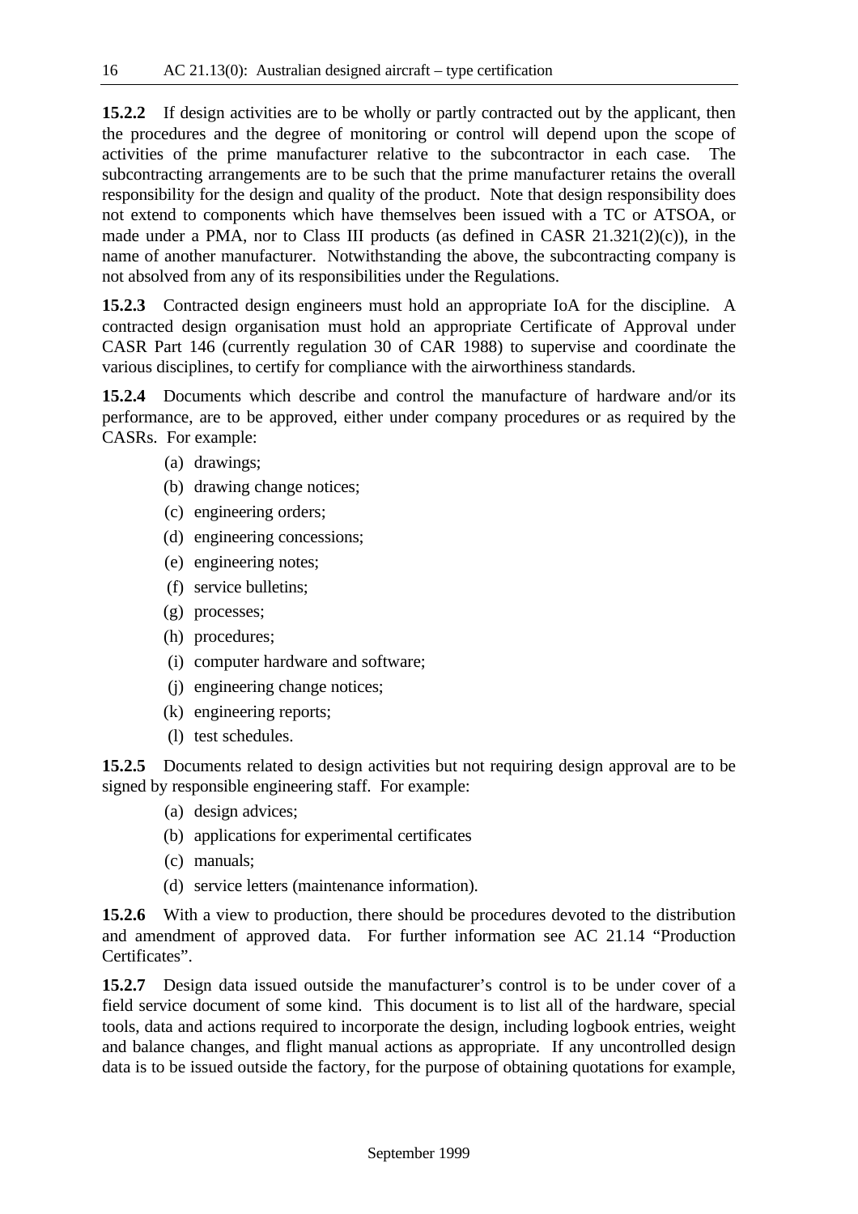**15.2.2** If design activities are to be wholly or partly contracted out by the applicant, then the procedures and the degree of monitoring or control will depend upon the scope of activities of the prime manufacturer relative to the subcontractor in each case. The subcontracting arrangements are to be such that the prime manufacturer retains the overall responsibility for the design and quality of the product. Note that design responsibility does not extend to components which have themselves been issued with a TC or ATSOA, or made under a PMA, nor to Class III products (as defined in CASR 21.321(2)(c)), in the name of another manufacturer. Notwithstanding the above, the subcontracting company is not absolved from any of its responsibilities under the Regulations.

**15.2.3** Contracted design engineers must hold an appropriate IoA for the discipline. A contracted design organisation must hold an appropriate Certificate of Approval under CASR Part 146 (currently regulation 30 of CAR 1988) to supervise and coordinate the various disciplines, to certify for compliance with the airworthiness standards.

**15.2.4** Documents which describe and control the manufacture of hardware and/or its performance, are to be approved, either under company procedures or as required by the CASRs. For example:

(a) drawings;

(b) drawing change notices;

(c) engineering orders;

(d) engineering concessions;

(e) engineering notes;

(f) service bulletins;

(g) processes;

(h) procedures;

(i) computer hardware and software;

(j) engineering change notices;

(k) engineering reports;

(l) test schedules.

**15.2.5** Documents related to design activities but not requiring design approval are to be signed by responsible engineering staff. For example:

(a) design advices;

(b) applications for experimental certificates

(c) manuals;

(d) service letters (maintenance information).

**15.2.6** With a view to production, there should be procedures devoted to the distribution and amendment of approved data. For further information see AC 21.14 "Production Certificates".

**15.2.7** Design data issued outside the manufacturer's control is to be under cover of a field service document of some kind. This document is to list all of the hardware, special tools, data and actions required to incorporate the design, including logbook entries, weight and balance changes, and flight manual actions as appropriate. If any uncontrolled design data is to be issued outside the factory, for the purpose of obtaining quotations for example,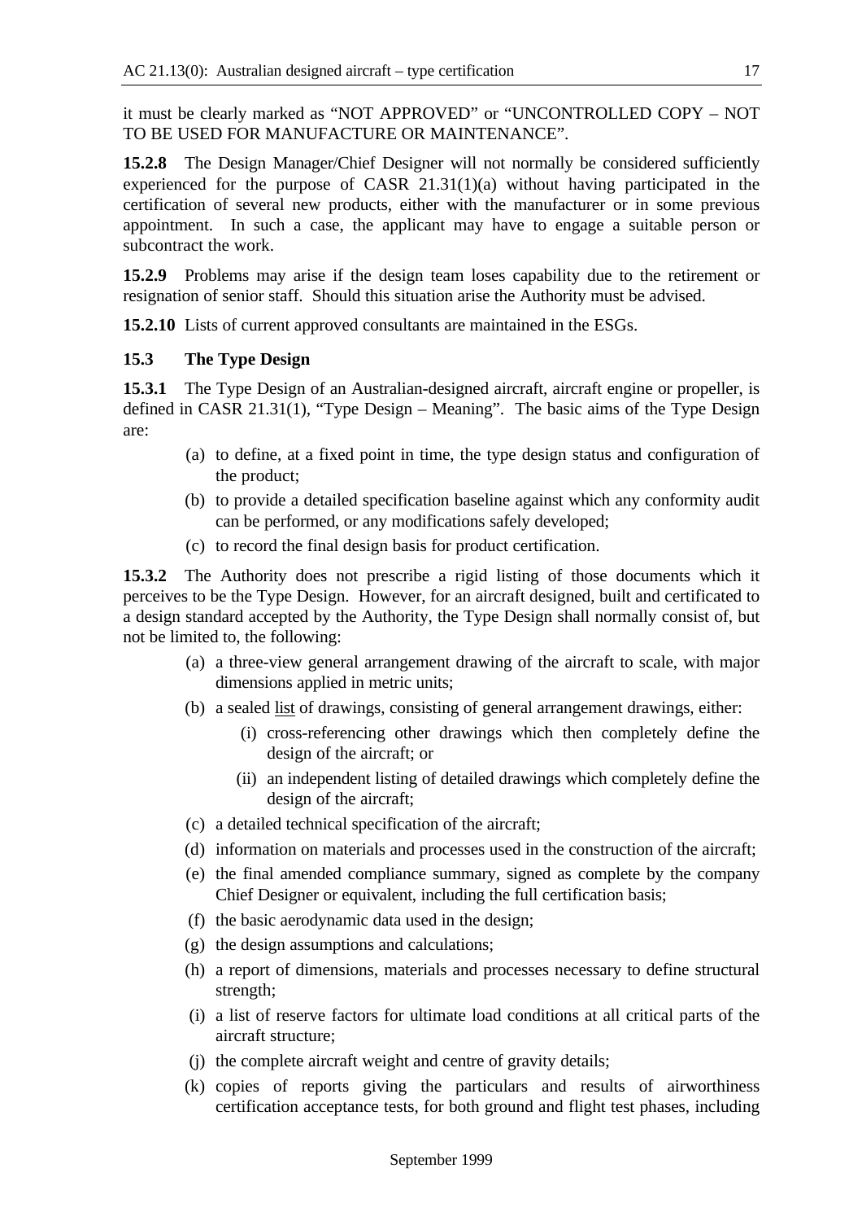it must be clearly marked as "NOT APPROVED" or "UNCONTROLLED COPY – NOT TO BE USED FOR MANUFACTURE OR MAINTENANCE".

**15.2.8** The Design Manager/Chief Designer will not normally be considered sufficiently experienced for the purpose of CASR 21.31(1)(a) without having participated in the certification of several new products, either with the manufacturer or in some previous appointment. In such a case, the applicant may have to engage a suitable person or subcontract the work.

**15.2.9** Problems may arise if the design team loses capability due to the retirement or resignation of senior staff. Should this situation arise the Authority must be advised.

**15.2.10** Lists of current approved consultants are maintained in the ESGs.

### 15.3 The Type Design

**15.3.1** The Type Design of an Australian-designed aircraft, aircraft engine or propeller, is defined in CASR 21.31(1), "Type Design – Meaning". The basic aims of the Type Design are:

(a) to define, at a fixed point in time, the type design status and configuration of the product;

(b) to provide a detailed specification baseline against which any conformity audit can be performed, or any modifications safely developed;

(c) to record the final design basis for product certification.

**15.3.2** The Authority does not prescribe a rigid listing of those documents which it perceives to be the Type Design. However, for an aircraft designed, built and certificated to a design standard accepted by the Authority, the Type Design shall normally consist of, but not be limited to, the following:

(a) a three-view general arrangement drawing of the aircraft to scale, with major dimensions applied in metric units;

(b) a sealed <u>list</u> of drawings, consisting of general arrangement drawings, either:

  (i) cross-referencing other drawings which then completely define the design of the aircraft; or

  (ii) an independent listing of detailed drawings which completely define the design of the aircraft;

(c) a detailed technical specification of the aircraft;

(d) information on materials and processes used in the construction of the aircraft;

(e) the final amended compliance summary, signed as complete by the company Chief Designer or equivalent, including the full certification basis;

(f) the basic aerodynamic data used in the design;

(g) the design assumptions and calculations;

(h) a report of dimensions, materials and processes necessary to define structural strength;

(i) a list of reserve factors for ultimate load conditions at all critical parts of the aircraft structure;

(j) the complete aircraft weight and centre of gravity details;

(k) copies of reports giving the particulars and results of airworthiness certification acceptance tests, for both ground and flight test phases, including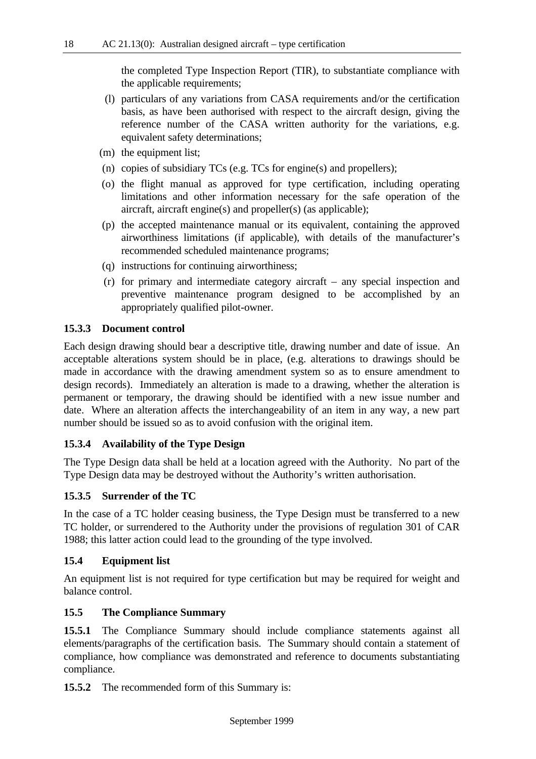the completed Type Inspection Report (TIR), to substantiate compliance with the applicable requirements;

(l) particulars of any variations from CASA requirements and/or the certification basis, as have been authorised with respect to the aircraft design, giving the reference number of the CASA written authority for the variations, e.g. equivalent safety determinations;

(m) the equipment list;

(n) copies of subsidiary TCs (e.g. TCs for engine(s) and propellers);

(o) the flight manual as approved for type certification, including operating limitations and other information necessary for the safe operation of the aircraft, aircraft engine(s) and propeller(s) (as applicable);

(p) the accepted maintenance manual or its equivalent, containing the approved airworthiness limitations (if applicable), with details of the manufacturer's recommended scheduled maintenance programs;

(q) instructions for continuing airworthiness;

(r) for primary and intermediate category aircraft – any special inspection and preventive maintenance program designed to be accomplished by an appropriately qualified pilot-owner.

### 15.3.3 Document control

Each design drawing should bear a descriptive title, drawing number and date of issue. An acceptable alterations system should be in place, (e.g. alterations to drawings should be made in accordance with the drawing amendment system so as to ensure amendment to design records). Immediately an alteration is made to a drawing, whether the alteration is permanent or temporary, the drawing should be identified with a new issue number and date. Where an alteration affects the interchangeability of an item in any way, a new part number should be issued so as to avoid confusion with the original item.

### 15.3.4 Availability of the Type Design

The Type Design data shall be held at a location agreed with the Authority. No part of the Type Design data may be destroyed without the Authority's written authorisation.

### 15.3.5 Surrender of the TC

In the case of a TC holder ceasing business, the Type Design must be transferred to a new TC holder, or surrendered to the Authority under the provisions of regulation 301 of CAR 1988; this latter action could lead to the grounding of the type involved.

## 15.4 Equipment list

An equipment list is not required for type certification but may be required for weight and balance control.

## 15.5 The Compliance Summary

**15.5.1** The Compliance Summary should include compliance statements against all elements/paragraphs of the certification basis. The Summary should contain a statement of compliance, how compliance was demonstrated and reference to documents substantiating compliance.

**15.5.2** The recommended form of this Summary is: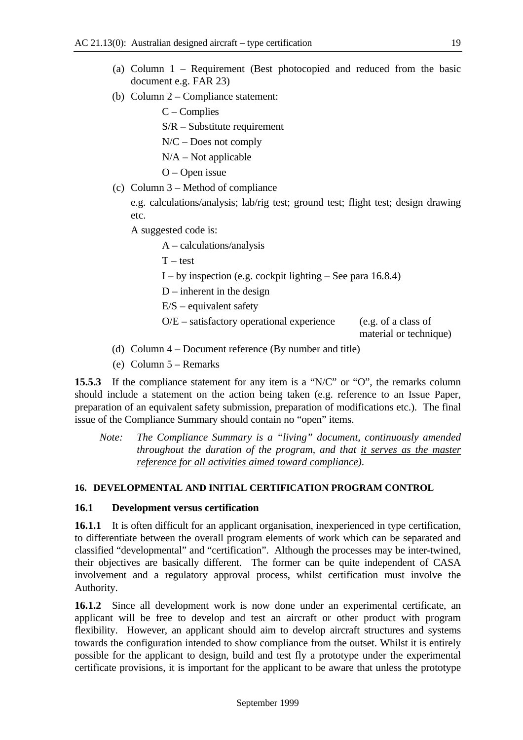(a) Column 1 – Requirement (Best photocopied and reduced from the basic document e.g. FAR 23)

(b) Column 2 – Compliance statement:

C – Complies

S/R – Substitute requirement

N/C – Does not comply

N/A – Not applicable

O – Open issue

(c) Column 3 – Method of compliance

e.g. calculations/analysis; lab/rig test; ground test; flight test; design drawing etc.

A suggested code is:

A – calculations/analysis

T – test

I – by inspection (e.g. cockpit lighting – See para 16.8.4)

D – inherent in the design

E/S – equivalent safety

O/E – satisfactory operational experience (e.g. of a class of material or technique)

(d) Column 4 – Document reference (By number and title)

(e) Column 5 – Remarks

**15.5.3** If the compliance statement for any item is a "N/C" or "O", the remarks column should include a statement on the action being taken (e.g. reference to an Issue Paper, preparation of an equivalent safety submission, preparation of modifications etc.). The final issue of the Compliance Summary should contain no "open" items.

*Note: The Compliance Summary is a "living" document, continuously amended throughout the duration of the program, and that it serves as the master reference for all activities aimed toward compliance).*

## 16. DEVELOPMENTAL AND INITIAL CERTIFICATION PROGRAM CONTROL

### 16.1 Development versus certification

**16.1.1** It is often difficult for an applicant organisation, inexperienced in type certification, to differentiate between the overall program elements of work which can be separated and classified "developmental" and "certification". Although the processes may be inter-twined, their objectives are basically different. The former can be quite independent of CASA involvement and a regulatory approval process, whilst certification must involve the Authority.

**16.1.2** Since all development work is now done under an experimental certificate, an applicant will be free to develop and test an aircraft or other product with program flexibility. However, an applicant should aim to develop aircraft structures and systems towards the configuration intended to show compliance from the outset. Whilst it is entirely possible for the applicant to design, build and test fly a prototype under the experimental certificate provisions, it is important for the applicant to be aware that unless the prototype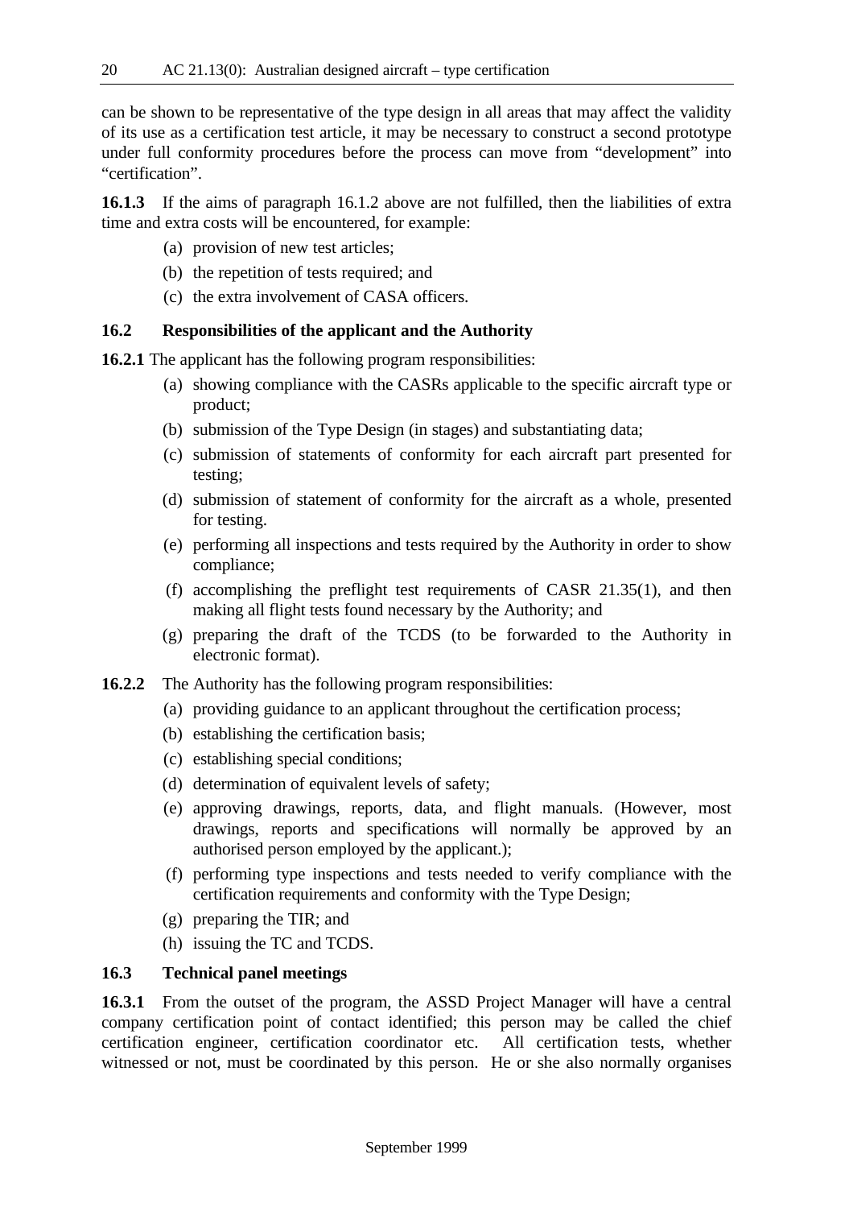can be shown to be representative of the type design in all areas that may affect the validity of its use as a certification test article, it may be necessary to construct a second prototype under full conformity procedures before the process can move from "development" into "certification".

**16.1.3** If the aims of paragraph 16.1.2 above are not fulfilled, then the liabilities of extra time and extra costs will be encountered, for example:

(a) provision of new test articles;

(b) the repetition of tests required; and

(c) the extra involvement of CASA officers.

### 16.2 Responsibilities of the applicant and the Authority

**16.2.1** The applicant has the following program responsibilities:

(a) showing compliance with the CASRs applicable to the specific aircraft type or product;

(b) submission of the Type Design (in stages) and substantiating data;

(c) submission of statements of conformity for each aircraft part presented for testing;

(d) submission of statement of conformity for the aircraft as a whole, presented for testing.

(e) performing all inspections and tests required by the Authority in order to show compliance;

(f) accomplishing the preflight test requirements of CASR 21.35(1), and then making all flight tests found necessary by the Authority; and

(g) preparing the draft of the TCDS (to be forwarded to the Authority in electronic format).

**16.2.2** The Authority has the following program responsibilities:

(a) providing guidance to an applicant throughout the certification process;

(b) establishing the certification basis;

(c) establishing special conditions;

(d) determination of equivalent levels of safety;

(e) approving drawings, reports, data, and flight manuals. (However, most drawings, reports and specifications will normally be approved by an authorised person employed by the applicant.);

(f) performing type inspections and tests needed to verify compliance with the certification requirements and conformity with the Type Design;

(g) preparing the TIR; and

(h) issuing the TC and TCDS.

### 16.3 Technical panel meetings

**16.3.1** From the outset of the program, the ASSD Project Manager will have a central company certification point of contact identified; this person may be called the chief certification engineer, certification coordinator etc. All certification tests, whether witnessed or not, must be coordinated by this person. He or she also normally organises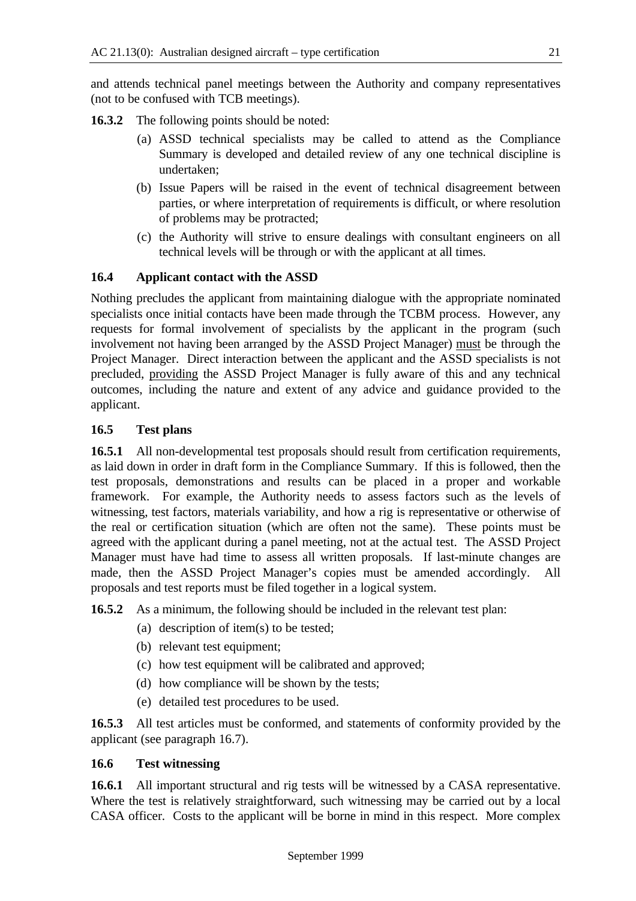and attends technical panel meetings between the Authority and company representatives (not to be confused with TCB meetings).

**16.3.2** The following points should be noted:

(a) ASSD technical specialists may be called to attend as the Compliance Summary is developed and detailed review of any one technical discipline is undertaken;

(b) Issue Papers will be raised in the event of technical disagreement between parties, or where interpretation of requirements is difficult, or where resolution of problems may be protracted;

(c) the Authority will strive to ensure dealings with consultant engineers on all technical levels will be through or with the applicant at all times.

### 16.4 Applicant contact with the ASSD

Nothing precludes the applicant from maintaining dialogue with the appropriate nominated specialists once initial contacts have been made through the TCBM process. However, any requests for formal involvement of specialists by the applicant in the program (such involvement not having been arranged by the ASSD Project Manager) must be through the Project Manager. Direct interaction between the applicant and the ASSD specialists is not precluded, providing the ASSD Project Manager is fully aware of this and any technical outcomes, including the nature and extent of any advice and guidance provided to the applicant.

### 16.5 Test plans

**16.5.1** All non-developmental test proposals should result from certification requirements, as laid down in order in draft form in the Compliance Summary. If this is followed, then the test proposals, demonstrations and results can be placed in a proper and workable framework. For example, the Authority needs to assess factors such as the levels of witnessing, test factors, materials variability, and how a rig is representative or otherwise of the real or certification situation (which are often not the same). These points must be agreed with the applicant during a panel meeting, not at the actual test. The ASSD Project Manager must have had time to assess all written proposals. If last-minute changes are made, then the ASSD Project Manager's copies must be amended accordingly. All proposals and test reports must be filed together in a logical system.

**16.5.2** As a minimum, the following should be included in the relevant test plan:

(a) description of item(s) to be tested;

(b) relevant test equipment;

(c) how test equipment will be calibrated and approved;

(d) how compliance will be shown by the tests;

(e) detailed test procedures to be used.

**16.5.3** All test articles must be conformed, and statements of conformity provided by the applicant (see paragraph 16.7).

### 16.6 Test witnessing

**16.6.1** All important structural and rig tests will be witnessed by a CASA representative. Where the test is relatively straightforward, such witnessing may be carried out by a local CASA officer. Costs to the applicant will be borne in mind in this respect. More complex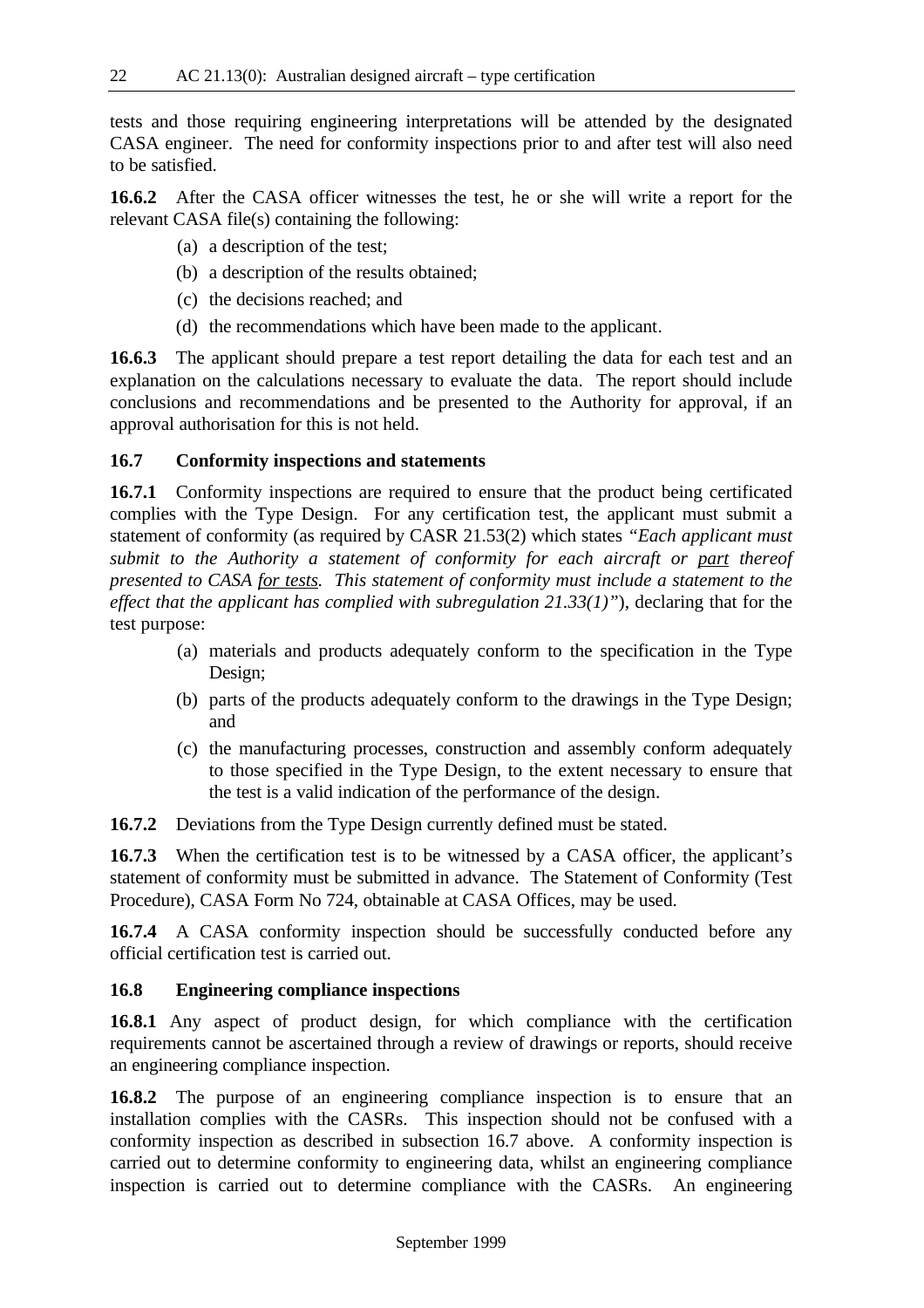tests and those requiring engineering interpretations will be attended by the designated CASA engineer. The need for conformity inspections prior to and after test will also need to be satisfied.

**16.6.2** After the CASA officer witnesses the test, he or she will write a report for the relevant CASA file(s) containing the following:

(a) a description of the test;

(b) a description of the results obtained;

(c) the decisions reached; and

(d) the recommendations which have been made to the applicant.

**16.6.3** The applicant should prepare a test report detailing the data for each test and an explanation on the calculations necessary to evaluate the data. The report should include conclusions and recommendations and be presented to the Authority for approval, if an approval authorisation for this is not held.

### 16.7 Conformity inspections and statements

**16.7.1** Conformity inspections are required to ensure that the product being certificated complies with the Type Design. For any certification test, the applicant must submit a statement of conformity (as required by CASR 21.53(2) which states *"Each applicant must submit to the Authority a statement of conformity for each aircraft or <u>part</u> thereof presented to CASA <u>for tests</u>. This statement of conformity must include a statement to the effect that the applicant has complied with subregulation 21.33(1)"*), declaring that for the test purpose:

(a) materials and products adequately conform to the specification in the Type Design;

(b) parts of the products adequately conform to the drawings in the Type Design; and

(c) the manufacturing processes, construction and assembly conform adequately to those specified in the Type Design, to the extent necessary to ensure that the test is a valid indication of the performance of the design.

**16.7.2** Deviations from the Type Design currently defined must be stated.

**16.7.3** When the certification test is to be witnessed by a CASA officer, the applicant's statement of conformity must be submitted in advance. The Statement of Conformity (Test Procedure), CASA Form No 724, obtainable at CASA Offices, may be used.

**16.7.4** A CASA conformity inspection should be successfully conducted before any official certification test is carried out.

### 16.8 Engineering compliance inspections

**16.8.1** Any aspect of product design, for which compliance with the certification requirements cannot be ascertained through a review of drawings or reports, should receive an engineering compliance inspection.

**16.8.2** The purpose of an engineering compliance inspection is to ensure that an installation complies with the CASRs. This inspection should not be confused with a conformity inspection as described in subsection 16.7 above. A conformity inspection is carried out to determine conformity to engineering data, whilst an engineering compliance inspection is carried out to determine compliance with the CASRs. An engineering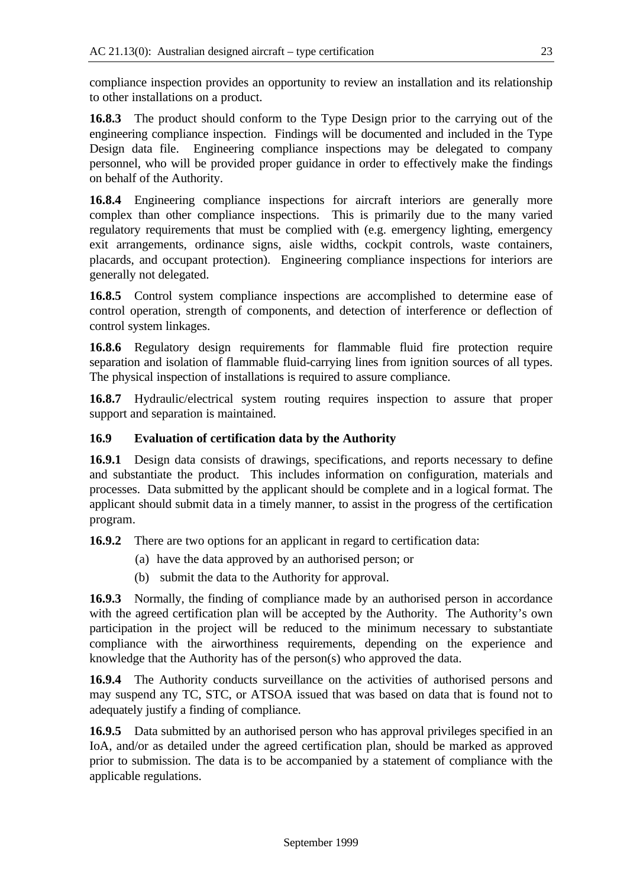compliance inspection provides an opportunity to review an installation and its relationship to other installations on a product.

**16.8.3** The product should conform to the Type Design prior to the carrying out of the engineering compliance inspection. Findings will be documented and included in the Type Design data file. Engineering compliance inspections may be delegated to company personnel, who will be provided proper guidance in order to effectively make the findings on behalf of the Authority.

**16.8.4** Engineering compliance inspections for aircraft interiors are generally more complex than other compliance inspections. This is primarily due to the many varied regulatory requirements that must be complied with (e.g. emergency lighting, emergency exit arrangements, ordinance signs, aisle widths, cockpit controls, waste containers, placards, and occupant protection). Engineering compliance inspections for interiors are generally not delegated.

**16.8.5** Control system compliance inspections are accomplished to determine ease of control operation, strength of components, and detection of interference or deflection of control system linkages.

**16.8.6** Regulatory design requirements for flammable fluid fire protection require separation and isolation of flammable fluid-carrying lines from ignition sources of all types. The physical inspection of installations is required to assure compliance.

**16.8.7** Hydraulic/electrical system routing requires inspection to assure that proper support and separation is maintained.

### 16.9 Evaluation of certification data by the Authority

**16.9.1** Design data consists of drawings, specifications, and reports necessary to define and substantiate the product. This includes information on configuration, materials and processes. Data submitted by the applicant should be complete and in a logical format. The applicant should submit data in a timely manner, to assist in the progress of the certification program.

**16.9.2** There are two options for an applicant in regard to certification data:

(a) have the data approved by an authorised person; or

(b) submit the data to the Authority for approval.

**16.9.3** Normally, the finding of compliance made by an authorised person in accordance with the agreed certification plan will be accepted by the Authority. The Authority's own participation in the project will be reduced to the minimum necessary to substantiate compliance with the airworthiness requirements, depending on the experience and knowledge that the Authority has of the person(s) who approved the data.

**16.9.4** The Authority conducts surveillance on the activities of authorised persons and may suspend any TC, STC, or ATSOA issued that was based on data that is found not to adequately justify a finding of compliance.

**16.9.5** Data submitted by an authorised person who has approval privileges specified in an IoA, and/or as detailed under the agreed certification plan, should be marked as approved prior to submission. The data is to be accompanied by a statement of compliance with the applicable regulations.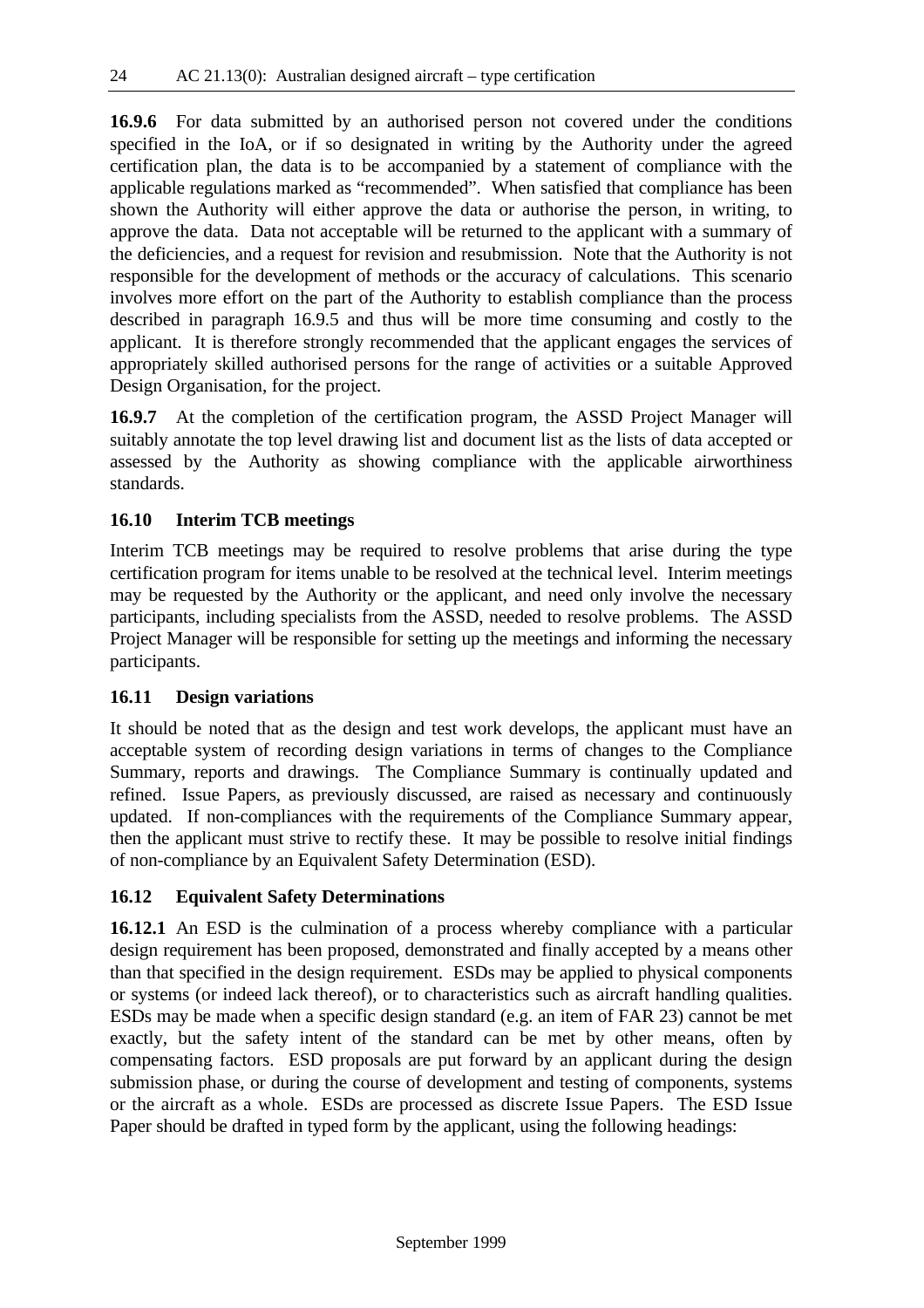**16.9.6** For data submitted by an authorised person not covered under the conditions specified in the IoA, or if so designated in writing by the Authority under the agreed certification plan, the data is to be accompanied by a statement of compliance with the applicable regulations marked as "recommended". When satisfied that compliance has been shown the Authority will either approve the data or authorise the person, in writing, to approve the data. Data not acceptable will be returned to the applicant with a summary of the deficiencies, and a request for revision and resubmission. Note that the Authority is not responsible for the development of methods or the accuracy of calculations. This scenario involves more effort on the part of the Authority to establish compliance than the process described in paragraph 16.9.5 and thus will be more time consuming and costly to the applicant. It is therefore strongly recommended that the applicant engages the services of appropriately skilled authorised persons for the range of activities or a suitable Approved Design Organisation, for the project.

**16.9.7** At the completion of the certification program, the ASSD Project Manager will suitably annotate the top level drawing list and document list as the lists of data accepted or assessed by the Authority as showing compliance with the applicable airworthiness standards.

### 16.10 Interim TCB meetings

Interim TCB meetings may be required to resolve problems that arise during the type certification program for items unable to be resolved at the technical level. Interim meetings may be requested by the Authority or the applicant, and need only involve the necessary participants, including specialists from the ASSD, needed to resolve problems. The ASSD Project Manager will be responsible for setting up the meetings and informing the necessary participants.

### 16.11 Design variations

It should be noted that as the design and test work develops, the applicant must have an acceptable system of recording design variations in terms of changes to the Compliance Summary, reports and drawings. The Compliance Summary is continually updated and refined. Issue Papers, as previously discussed, are raised as necessary and continuously updated. If non-compliances with the requirements of the Compliance Summary appear, then the applicant must strive to rectify these. It may be possible to resolve initial findings of non-compliance by an Equivalent Safety Determination (ESD).

### 16.12 Equivalent Safety Determinations

**16.12.1** An ESD is the culmination of a process whereby compliance with a particular design requirement has been proposed, demonstrated and finally accepted by a means other than that specified in the design requirement. ESDs may be applied to physical components or systems (or indeed lack thereof), or to characteristics such as aircraft handling qualities. ESDs may be made when a specific design standard (e.g. an item of FAR 23) cannot be met exactly, but the safety intent of the standard can be met by other means, often by compensating factors. ESD proposals are put forward by an applicant during the design submission phase, or during the course of development and testing of components, systems or the aircraft as a whole. ESDs are processed as discrete Issue Papers. The ESD Issue Paper should be drafted in typed form by the applicant, using the following headings: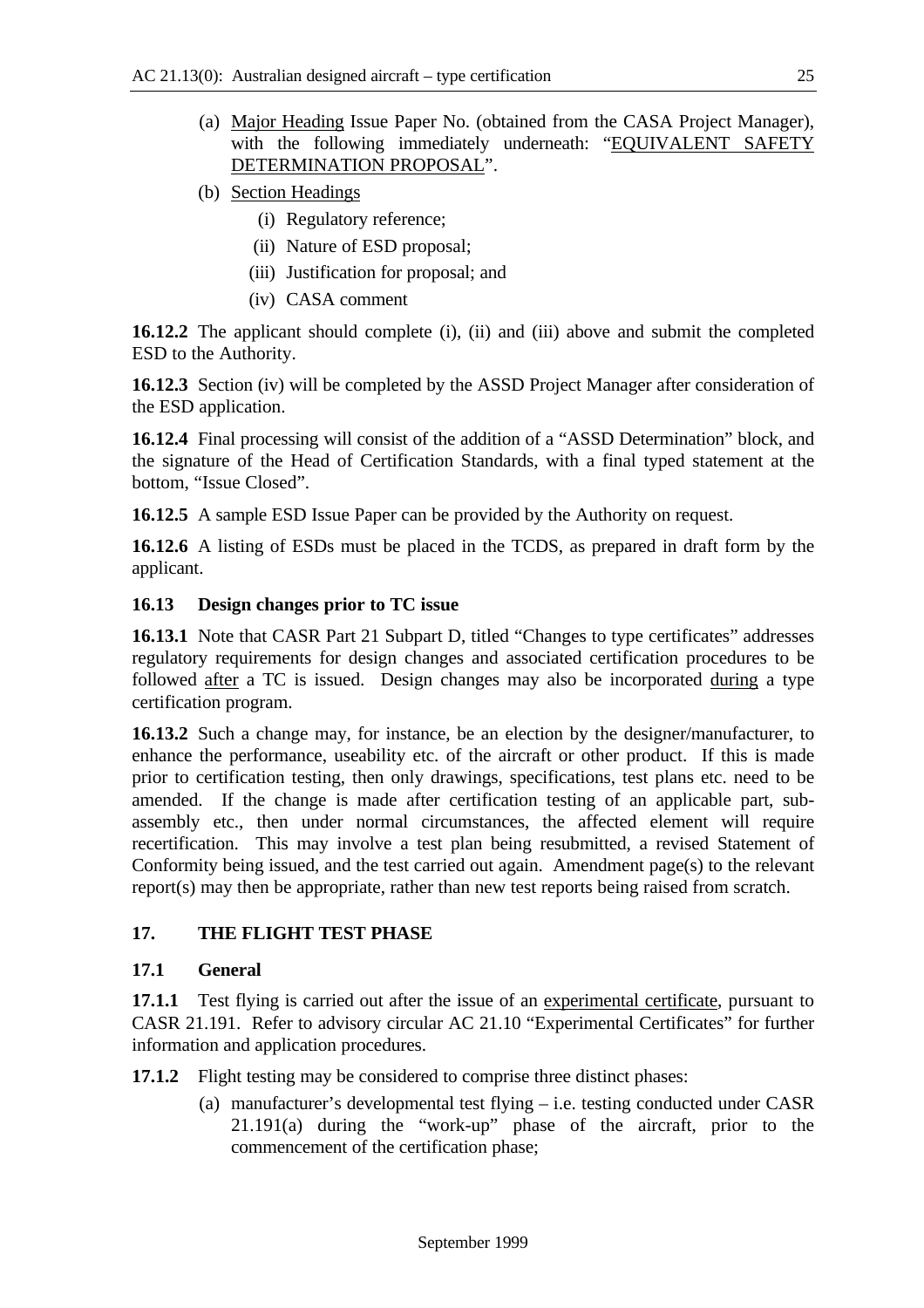(a) <u>Major Heading</u> Issue Paper No. (obtained from the CASA Project Manager), with the following immediately underneath: "<u>EQUIVALENT SAFETY DETERMINATION PROPOSAL</u>".

(b) <u>Section Headings</u>

   (i) Regulatory reference;

   (ii) Nature of ESD proposal;

   (iii) Justification for proposal; and

   (iv) CASA comment

**16.12.2** The applicant should complete (i), (ii) and (iii) above and submit the completed ESD to the Authority.

**16.12.3** Section (iv) will be completed by the ASSD Project Manager after consideration of the ESD application.

**16.12.4** Final processing will consist of the addition of a "ASSD Determination" block, and the signature of the Head of Certification Standards, with a final typed statement at the bottom, "Issue Closed".

**16.12.5** A sample ESD Issue Paper can be provided by the Authority on request.

**16.12.6** A listing of ESDs must be placed in the TCDS, as prepared in draft form by the applicant.

### 16.13 Design changes prior to TC issue

**16.13.1** Note that CASR Part 21 Subpart D, titled "Changes to type certificates" addresses regulatory requirements for design changes and associated certification procedures to be followed <u>after</u> a TC is issued. Design changes may also be incorporated <u>during</u> a type certification program.

**16.13.2** Such a change may, for instance, be an election by the designer/manufacturer, to enhance the performance, useability etc. of the aircraft or other product. If this is made prior to certification testing, then only drawings, specifications, test plans etc. need to be amended. If the change is made after certification testing of an applicable part, sub-assembly etc., then under normal circumstances, the affected element will require recertification. This may involve a test plan being resubmitted, a revised Statement of Conformity being issued, and the test carried out again. Amendment page(s) to the relevant report(s) may then be appropriate, rather than new test reports being raised from scratch.

## 17. THE FLIGHT TEST PHASE

### 17.1 General

**17.1.1** Test flying is carried out after the issue of an <u>experimental certificate</u>, pursuant to CASR 21.191. Refer to advisory circular AC 21.10 "Experimental Certificates" for further information and application procedures.

**17.1.2** Flight testing may be considered to comprise three distinct phases:

(a) manufacturer's developmental test flying – i.e. testing conducted under CASR 21.191(a) during the "work-up" phase of the aircraft, prior to the commencement of the certification phase;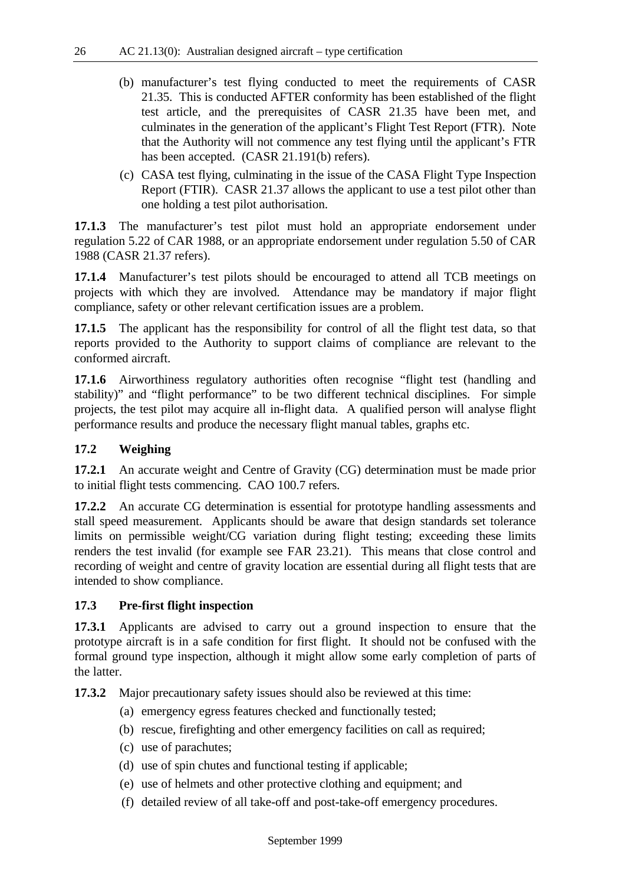(b) manufacturer's test flying conducted to meet the requirements of CASR 21.35. This is conducted AFTER conformity has been established of the flight test article, and the prerequisites of CASR 21.35 have been met, and culminates in the generation of the applicant's Flight Test Report (FTR). Note that the Authority will not commence any test flying until the applicant's FTR has been accepted. (CASR 21.191(b) refers).

(c) CASA test flying, culminating in the issue of the CASA Flight Type Inspection Report (FTIR). CASR 21.37 allows the applicant to use a test pilot other than one holding a test pilot authorisation.

**17.1.3** The manufacturer's test pilot must hold an appropriate endorsement under regulation 5.22 of CAR 1988, or an appropriate endorsement under regulation 5.50 of CAR 1988 (CASR 21.37 refers).

**17.1.4** Manufacturer's test pilots should be encouraged to attend all TCB meetings on projects with which they are involved. Attendance may be mandatory if major flight compliance, safety or other relevant certification issues are a problem.

**17.1.5** The applicant has the responsibility for control of all the flight test data, so that reports provided to the Authority to support claims of compliance are relevant to the conformed aircraft.

**17.1.6** Airworthiness regulatory authorities often recognise "flight test (handling and stability)" and "flight performance" to be two different technical disciplines. For simple projects, the test pilot may acquire all in-flight data. A qualified person will analyse flight performance results and produce the necessary flight manual tables, graphs etc.

### 17.2 Weighing

**17.2.1** An accurate weight and Centre of Gravity (CG) determination must be made prior to initial flight tests commencing. CAO 100.7 refers.

**17.2.2** An accurate CG determination is essential for prototype handling assessments and stall speed measurement. Applicants should be aware that design standards set tolerance limits on permissible weight/CG variation during flight testing; exceeding these limits renders the test invalid (for example see FAR 23.21). This means that close control and recording of weight and centre of gravity location are essential during all flight tests that are intended to show compliance.

### 17.3 Pre-first flight inspection

**17.3.1** Applicants are advised to carry out a ground inspection to ensure that the prototype aircraft is in a safe condition for first flight. It should not be confused with the formal ground type inspection, although it might allow some early completion of parts of the latter.

**17.3.2** Major precautionary safety issues should also be reviewed at this time:

(a) emergency egress features checked and functionally tested;

(b) rescue, firefighting and other emergency facilities on call as required;

(c) use of parachutes;

(d) use of spin chutes and functional testing if applicable;

(e) use of helmets and other protective clothing and equipment; and

(f) detailed review of all take-off and post-take-off emergency procedures.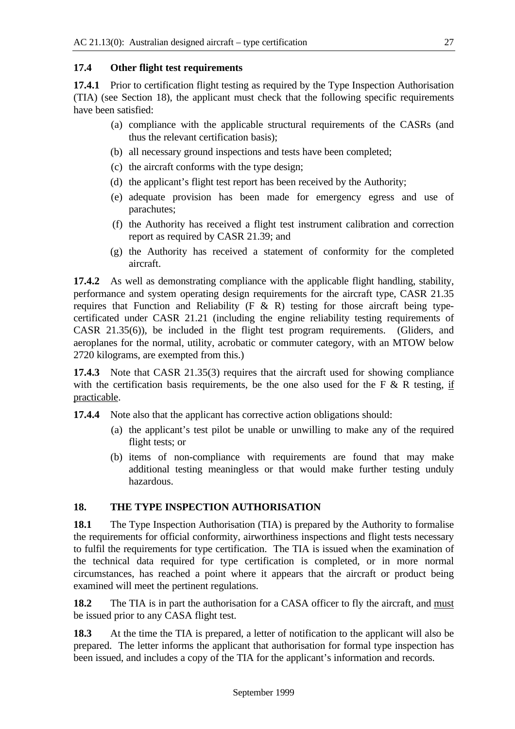### 17.4 Other flight test requirements

**17.4.1** Prior to certification flight testing as required by the Type Inspection Authorisation (TIA) (see Section 18), the applicant must check that the following specific requirements have been satisfied:

(a) compliance with the applicable structural requirements of the CASRs (and thus the relevant certification basis);

(b) all necessary ground inspections and tests have been completed;

(c) the aircraft conforms with the type design;

(d) the applicant's flight test report has been received by the Authority;

(e) adequate provision has been made for emergency egress and use of parachutes;

(f) the Authority has received a flight test instrument calibration and correction report as required by CASR 21.39; and

(g) the Authority has received a statement of conformity for the completed aircraft.

**17.4.2** As well as demonstrating compliance with the applicable flight handling, stability, performance and system operating design requirements for the aircraft type, CASR 21.35 requires that Function and Reliability (F & R) testing for those aircraft being type-certificated under CASR 21.21 (including the engine reliability testing requirements of CASR 21.35(6)), be included in the flight test program requirements. (Gliders, and aeroplanes for the normal, utility, acrobatic or commuter category, with an MTOW below 2720 kilograms, are exempted from this.)

**17.4.3** Note that CASR 21.35(3) requires that the aircraft used for showing compliance with the certification basis requirements, be the one also used for the F & R testing, <u>if practicable</u>.

**17.4.4** Note also that the applicant has corrective action obligations should:

(a) the applicant's test pilot be unable or unwilling to make any of the required flight tests; or

(b) items of non-compliance with requirements are found that may make additional testing meaningless or that would make further testing unduly hazardous.

## 18. THE TYPE INSPECTION AUTHORISATION

**18.1** The Type Inspection Authorisation (TIA) is prepared by the Authority to formalise the requirements for official conformity, airworthiness inspections and flight tests necessary to fulfil the requirements for type certification. The TIA is issued when the examination of the technical data required for type certification is completed, or in more normal circumstances, has reached a point where it appears that the aircraft or product being examined will meet the pertinent regulations.

**18.2** The TIA is in part the authorisation for a CASA officer to fly the aircraft, and <u>must</u> be issued prior to any CASA flight test.

**18.3** At the time the TIA is prepared, a letter of notification to the applicant will also be prepared. The letter informs the applicant that authorisation for formal type inspection has been issued, and includes a copy of the TIA for the applicant's information and records.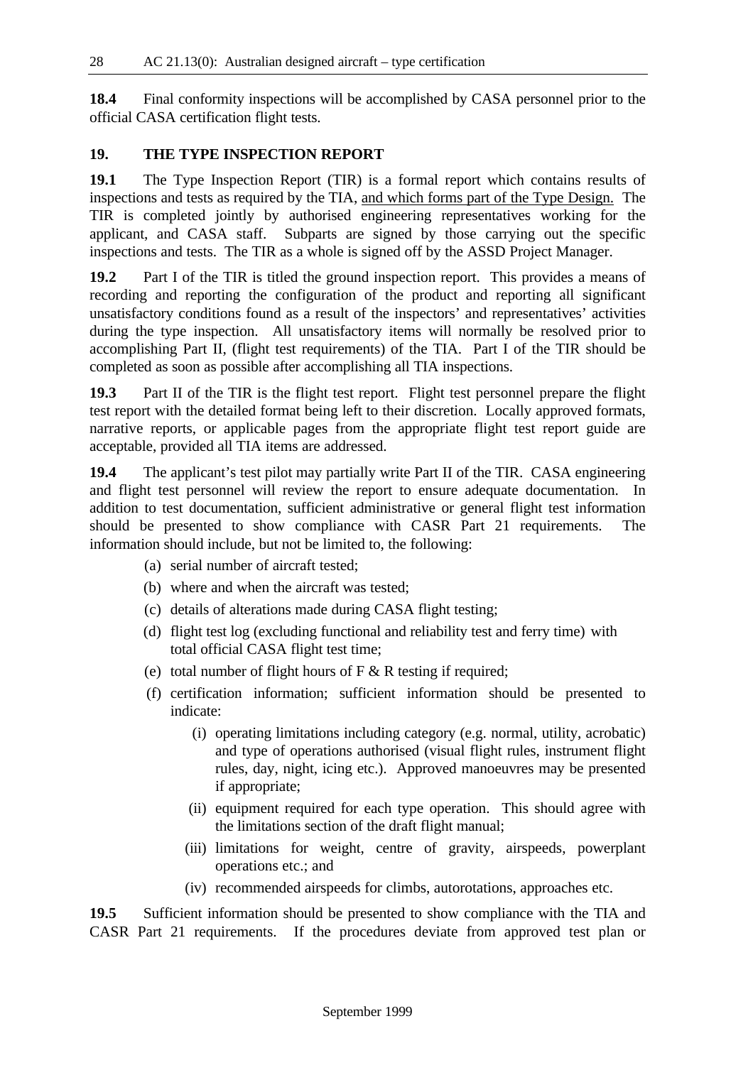**18.4** Final conformity inspections will be accomplished by CASA personnel prior to the official CASA certification flight tests.

## 19. THE TYPE INSPECTION REPORT

**19.1** The Type Inspection Report (TIR) is a formal report which contains results of inspections and tests as required by the TIA, <u>and which forms part of the Type Design.</u> The TIR is completed jointly by authorised engineering representatives working for the applicant, and CASA staff. Subparts are signed by those carrying out the specific inspections and tests. The TIR as a whole is signed off by the ASSD Project Manager.

**19.2** Part I of the TIR is titled the ground inspection report. This provides a means of recording and reporting the configuration of the product and reporting all significant unsatisfactory conditions found as a result of the inspectors' and representatives' activities during the type inspection. All unsatisfactory items will normally be resolved prior to accomplishing Part II, (flight test requirements) of the TIA. Part I of the TIR should be completed as soon as possible after accomplishing all TIA inspections.

**19.3** Part II of the TIR is the flight test report. Flight test personnel prepare the flight test report with the detailed format being left to their discretion. Locally approved formats, narrative reports, or applicable pages from the appropriate flight test report guide are acceptable, provided all TIA items are addressed.

**19.4** The applicant's test pilot may partially write Part II of the TIR. CASA engineering and flight test personnel will review the report to ensure adequate documentation. In addition to test documentation, sufficient administrative or general flight test information should be presented to show compliance with CASR Part 21 requirements. The information should include, but not be limited to, the following:

(a) serial number of aircraft tested;

(b) where and when the aircraft was tested;

(c) details of alterations made during CASA flight testing;

(d) flight test log (excluding functional and reliability test and ferry time) with total official CASA flight test time;

(e) total number of flight hours of F & R testing if required;

(f) certification information; sufficient information should be presented to indicate:

(i) operating limitations including category (e.g. normal, utility, acrobatic) and type of operations authorised (visual flight rules, instrument flight rules, day, night, icing etc.). Approved manoeuvres may be presented if appropriate;

(ii) equipment required for each type operation. This should agree with the limitations section of the draft flight manual;

(iii) limitations for weight, centre of gravity, airspeeds, powerplant operations etc.; and

(iv) recommended airspeeds for climbs, autorotations, approaches etc.

**19.5** Sufficient information should be presented to show compliance with the TIA and CASR Part 21 requirements. If the procedures deviate from approved test plan or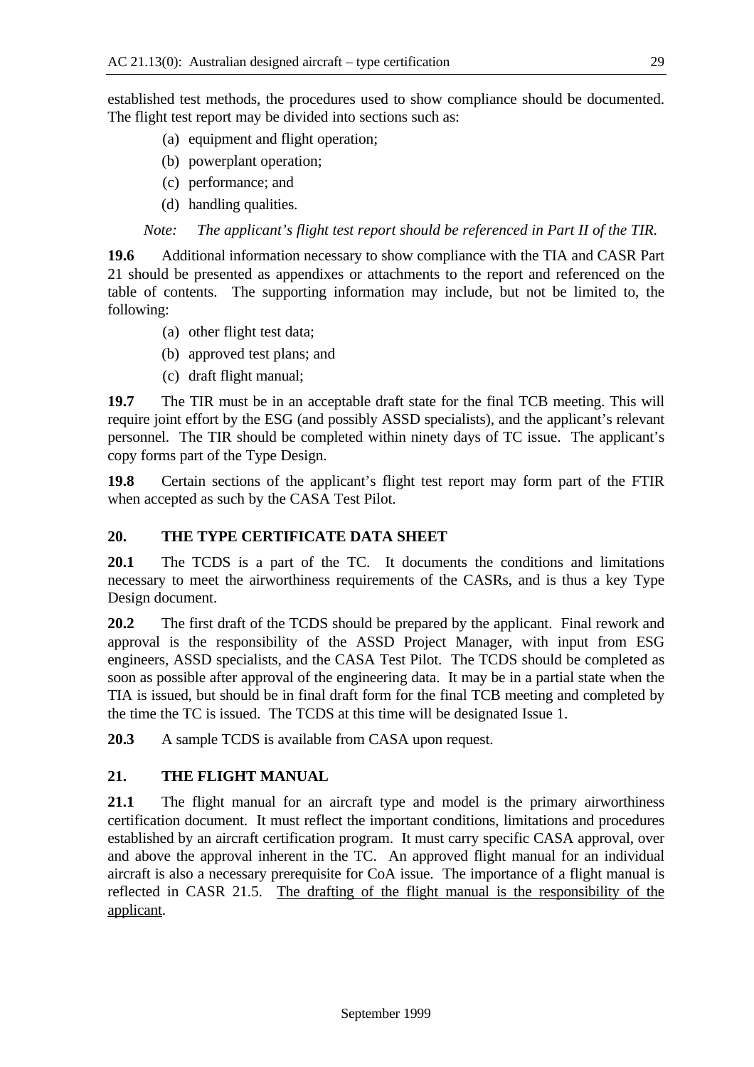established test methods, the procedures used to show compliance should be documented. The flight test report may be divided into sections such as:

(a) equipment and flight operation;

(b) powerplant operation;

(c) performance; and

(d) handling qualities.

*Note: The applicant's flight test report should be referenced in Part II of the TIR.*

**19.6** Additional information necessary to show compliance with the TIA and CASR Part 21 should be presented as appendixes or attachments to the report and referenced on the table of contents. The supporting information may include, but not be limited to, the following:

(a) other flight test data;

(b) approved test plans; and

(c) draft flight manual;

**19.7** The TIR must be in an acceptable draft state for the final TCB meeting. This will require joint effort by the ESG (and possibly ASSD specialists), and the applicant's relevant personnel. The TIR should be completed within ninety days of TC issue. The applicant's copy forms part of the Type Design.

**19.8** Certain sections of the applicant's flight test report may form part of the FTIR when accepted as such by the CASA Test Pilot.

## 20. THE TYPE CERTIFICATE DATA SHEET

**20.1** The TCDS is a part of the TC. It documents the conditions and limitations necessary to meet the airworthiness requirements of the CASRs, and is thus a key Type Design document.

**20.2** The first draft of the TCDS should be prepared by the applicant. Final rework and approval is the responsibility of the ASSD Project Manager, with input from ESG engineers, ASSD specialists, and the CASA Test Pilot. The TCDS should be completed as soon as possible after approval of the engineering data. It may be in a partial state when the TIA is issued, but should be in final draft form for the final TCB meeting and completed by the time the TC is issued. The TCDS at this time will be designated Issue 1.

**20.3** A sample TCDS is available from CASA upon request.

## 21. THE FLIGHT MANUAL

**21.1** The flight manual for an aircraft type and model is the primary airworthiness certification document. It must reflect the important conditions, limitations and procedures established by an aircraft certification program. It must carry specific CASA approval, over and above the approval inherent in the TC. An approved flight manual for an individual aircraft is also a necessary prerequisite for CoA issue. The importance of a flight manual is reflected in CASR 21.5. <u>The drafting of the flight manual is the responsibility of the applicant</u>.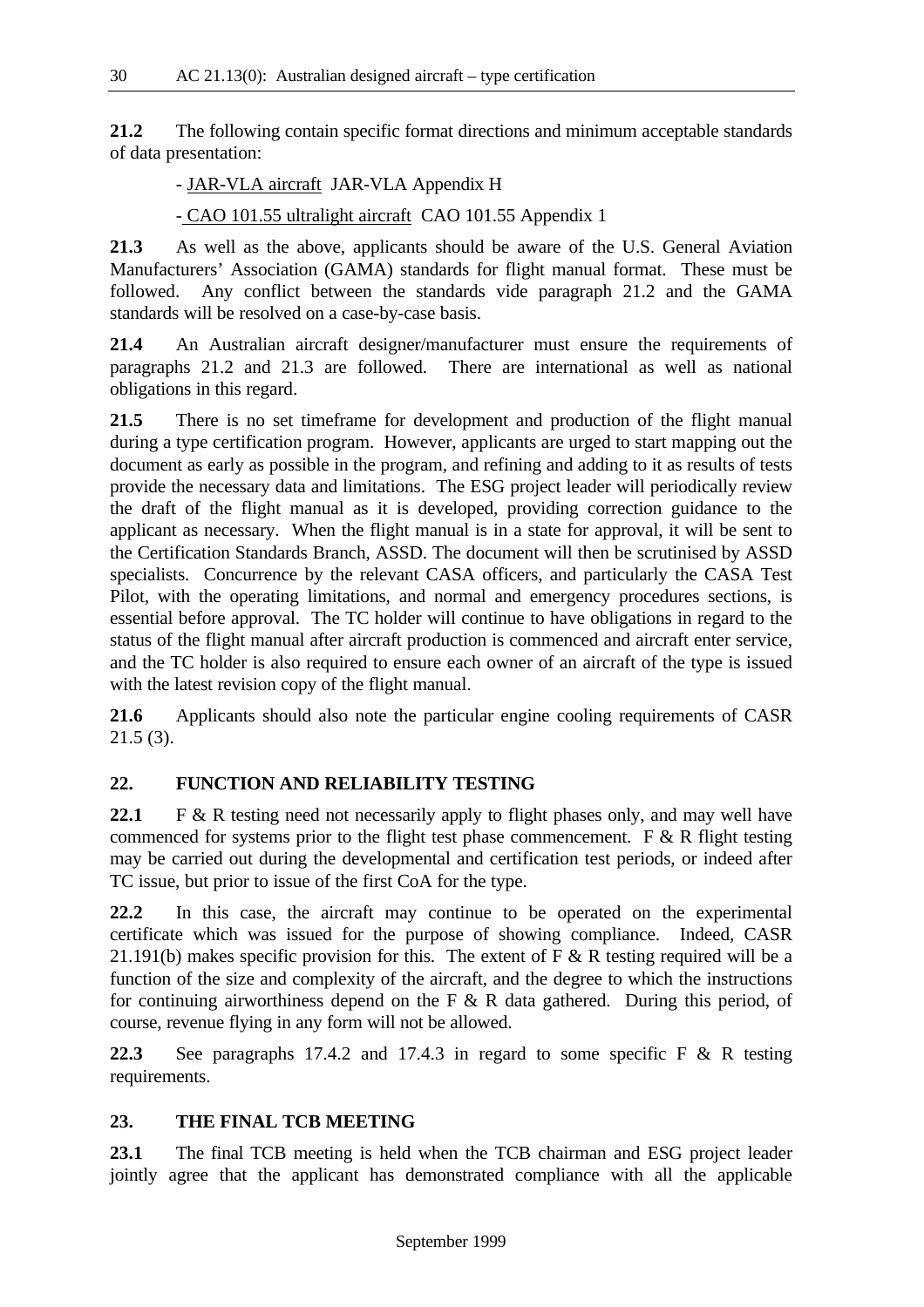**21.2** The following contain specific format directions and minimum acceptable standards of data presentation:

- JAR-VLA aircraft JAR-VLA Appendix H

- CAO 101.55 ultralight aircraft CAO 101.55 Appendix 1

**21.3** As well as the above, applicants should be aware of the U.S. General Aviation Manufacturers' Association (GAMA) standards for flight manual format. These must be followed. Any conflict between the standards vide paragraph 21.2 and the GAMA standards will be resolved on a case-by-case basis.

**21.4** An Australian aircraft designer/manufacturer must ensure the requirements of paragraphs 21.2 and 21.3 are followed. There are international as well as national obligations in this regard.

**21.5** There is no set timeframe for development and production of the flight manual during a type certification program. However, applicants are urged to start mapping out the document as early as possible in the program, and refining and adding to it as results of tests provide the necessary data and limitations. The ESG project leader will periodically review the draft of the flight manual as it is developed, providing correction guidance to the applicant as necessary. When the flight manual is in a state for approval, it will be sent to the Certification Standards Branch, ASSD. The document will then be scrutinised by ASSD specialists. Concurrence by the relevant CASA officers, and particularly the CASA Test Pilot, with the operating limitations, and normal and emergency procedures sections, is essential before approval. The TC holder will continue to have obligations in regard to the status of the flight manual after aircraft production is commenced and aircraft enter service, and the TC holder is also required to ensure each owner of an aircraft of the type is issued with the latest revision copy of the flight manual.

**21.6** Applicants should also note the particular engine cooling requirements of CASR 21.5 (3).

## 22. FUNCTION AND RELIABILITY TESTING

**22.1** F & R testing need not necessarily apply to flight phases only, and may well have commenced for systems prior to the flight test phase commencement. F & R flight testing may be carried out during the developmental and certification test periods, or indeed after TC issue, but prior to issue of the first CoA for the type.

**22.2** In this case, the aircraft may continue to be operated on the experimental certificate which was issued for the purpose of showing compliance. Indeed, CASR 21.191(b) makes specific provision for this. The extent of F & R testing required will be a function of the size and complexity of the aircraft, and the degree to which the instructions for continuing airworthiness depend on the F & R data gathered. During this period, of course, revenue flying in any form will not be allowed.

**22.3** See paragraphs 17.4.2 and 17.4.3 in regard to some specific F & R testing requirements.

## 23. THE FINAL TCB MEETING

**23.1** The final TCB meeting is held when the TCB chairman and ESG project leader jointly agree that the applicant has demonstrated compliance with all the applicable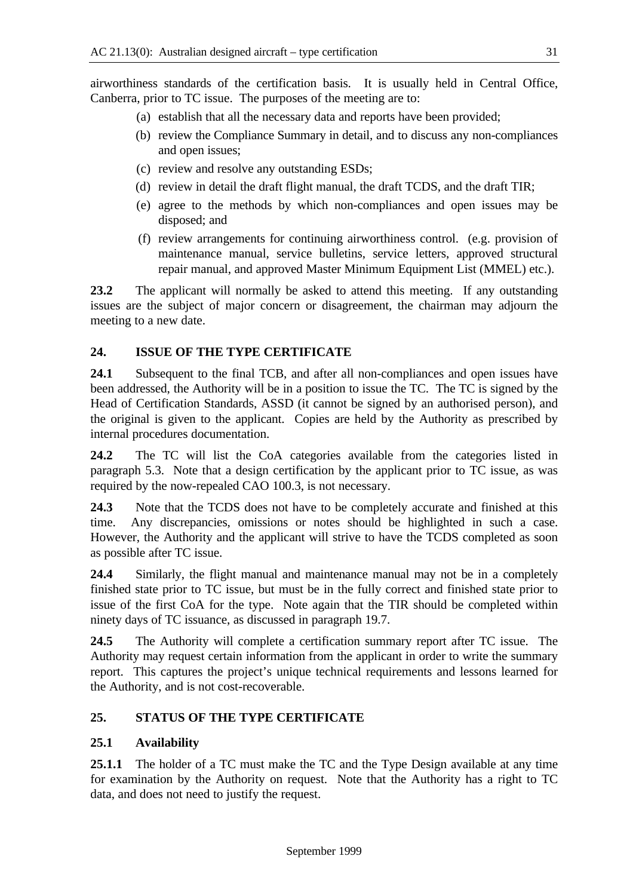airworthiness standards of the certification basis. It is usually held in Central Office, Canberra, prior to TC issue. The purposes of the meeting are to:

(a) establish that all the necessary data and reports have been provided;

(b) review the Compliance Summary in detail, and to discuss any non-compliances and open issues;

(c) review and resolve any outstanding ESDs;

(d) review in detail the draft flight manual, the draft TCDS, and the draft TIR;

(e) agree to the methods by which non-compliances and open issues may be disposed; and

(f) review arrangements for continuing airworthiness control. (e.g. provision of maintenance manual, service bulletins, service letters, approved structural repair manual, and approved Master Minimum Equipment List (MMEL) etc.).

**23.2** The applicant will normally be asked to attend this meeting. If any outstanding issues are the subject of major concern or disagreement, the chairman may adjourn the meeting to a new date.

## 24. ISSUE OF THE TYPE CERTIFICATE

**24.1** Subsequent to the final TCB, and after all non-compliances and open issues have been addressed, the Authority will be in a position to issue the TC. The TC is signed by the Head of Certification Standards, ASSD (it cannot be signed by an authorised person), and the original is given to the applicant. Copies are held by the Authority as prescribed by internal procedures documentation.

**24.2** The TC will list the CoA categories available from the categories listed in paragraph 5.3. Note that a design certification by the applicant prior to TC issue, as was required by the now-repealed CAO 100.3, is not necessary.

**24.3** Note that the TCDS does not have to be completely accurate and finished at this time. Any discrepancies, omissions or notes should be highlighted in such a case. However, the Authority and the applicant will strive to have the TCDS completed as soon as possible after TC issue.

**24.4** Similarly, the flight manual and maintenance manual may not be in a completely finished state prior to TC issue, but must be in the fully correct and finished state prior to issue of the first CoA for the type. Note again that the TIR should be completed within ninety days of TC issuance, as discussed in paragraph 19.7.

**24.5** The Authority will complete a certification summary report after TC issue. The Authority may request certain information from the applicant in order to write the summary report. This captures the project's unique technical requirements and lessons learned for the Authority, and is not cost-recoverable.

## 25. STATUS OF THE TYPE CERTIFICATE

### 25.1 Availability

**25.1.1** The holder of a TC must make the TC and the Type Design available at any time for examination by the Authority on request. Note that the Authority has a right to TC data, and does not need to justify the request.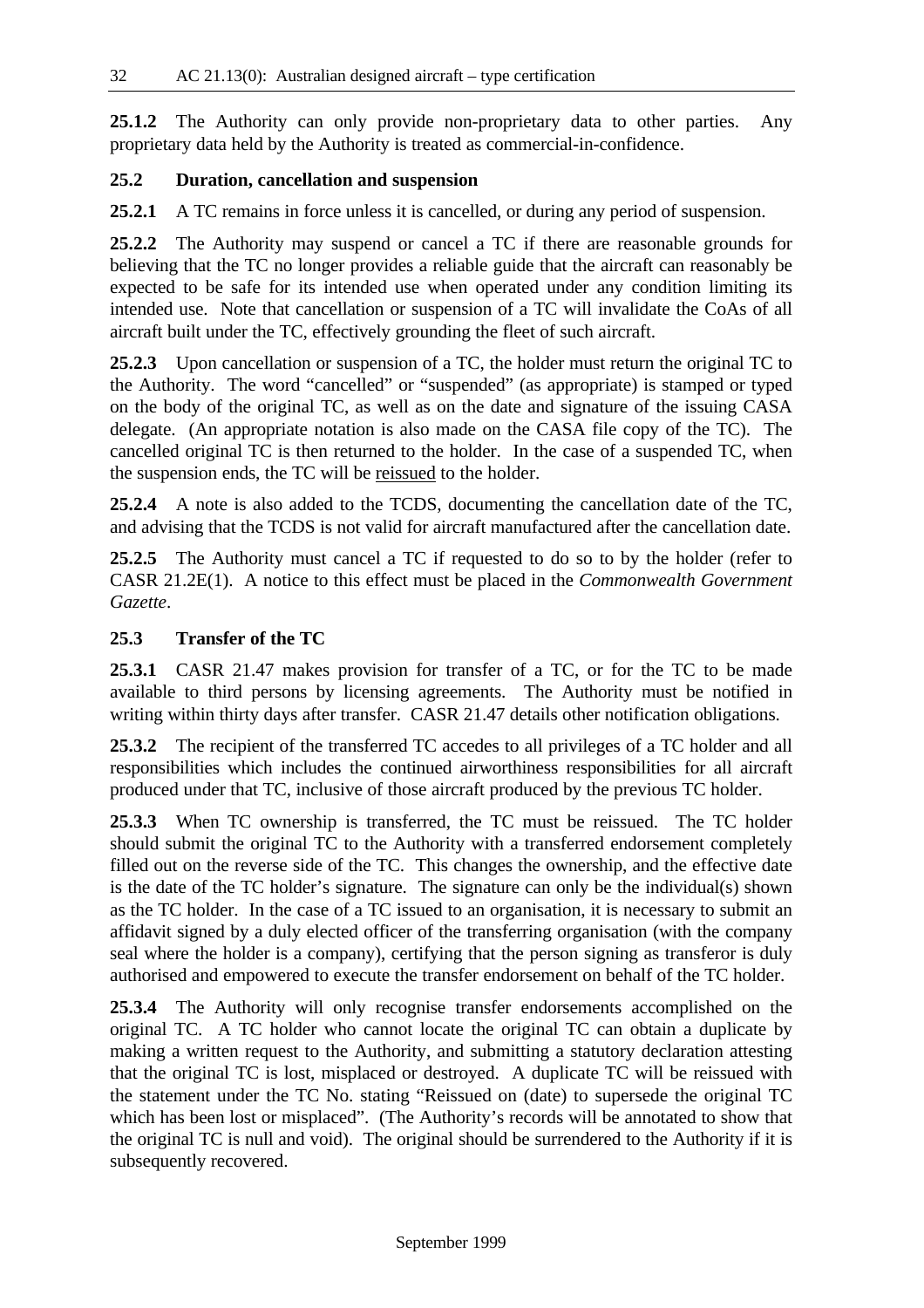**25.1.2** The Authority can only provide non-proprietary data to other parties. Any proprietary data held by the Authority is treated as commercial-in-confidence.

### 25.2 Duration, cancellation and suspension

**25.2.1** A TC remains in force unless it is cancelled, or during any period of suspension.

**25.2.2** The Authority may suspend or cancel a TC if there are reasonable grounds for believing that the TC no longer provides a reliable guide that the aircraft can reasonably be expected to be safe for its intended use when operated under any condition limiting its intended use. Note that cancellation or suspension of a TC will invalidate the CoAs of all aircraft built under the TC, effectively grounding the fleet of such aircraft.

**25.2.3** Upon cancellation or suspension of a TC, the holder must return the original TC to the Authority. The word "cancelled" or "suspended" (as appropriate) is stamped or typed on the body of the original TC, as well as on the date and signature of the issuing CASA delegate. (An appropriate notation is also made on the CASA file copy of the TC). The cancelled original TC is then returned to the holder. In the case of a suspended TC, when the suspension ends, the TC will be reissued to the holder.

**25.2.4** A note is also added to the TCDS, documenting the cancellation date of the TC, and advising that the TCDS is not valid for aircraft manufactured after the cancellation date.

**25.2.5** The Authority must cancel a TC if requested to do so to by the holder (refer to CASR 21.2E(1). A notice to this effect must be placed in the *Commonwealth Government Gazette*.

### 25.3 Transfer of the TC

**25.3.1** CASR 21.47 makes provision for transfer of a TC, or for the TC to be made available to third persons by licensing agreements. The Authority must be notified in writing within thirty days after transfer. CASR 21.47 details other notification obligations.

**25.3.2** The recipient of the transferred TC accedes to all privileges of a TC holder and all responsibilities which includes the continued airworthiness responsibilities for all aircraft produced under that TC, inclusive of those aircraft produced by the previous TC holder.

**25.3.3** When TC ownership is transferred, the TC must be reissued. The TC holder should submit the original TC to the Authority with a transferred endorsement completely filled out on the reverse side of the TC. This changes the ownership, and the effective date is the date of the TC holder's signature. The signature can only be the individual(s) shown as the TC holder. In the case of a TC issued to an organisation, it is necessary to submit an affidavit signed by a duly elected officer of the transferring organisation (with the company seal where the holder is a company), certifying that the person signing as transferor is duly authorised and empowered to execute the transfer endorsement on behalf of the TC holder.

**25.3.4** The Authority will only recognise transfer endorsements accomplished on the original TC. A TC holder who cannot locate the original TC can obtain a duplicate by making a written request to the Authority, and submitting a statutory declaration attesting that the original TC is lost, misplaced or destroyed. A duplicate TC will be reissued with the statement under the TC No. stating "Reissued on (date) to supersede the original TC which has been lost or misplaced". (The Authority's records will be annotated to show that the original TC is null and void). The original should be surrendered to the Authority if it is subsequently recovered.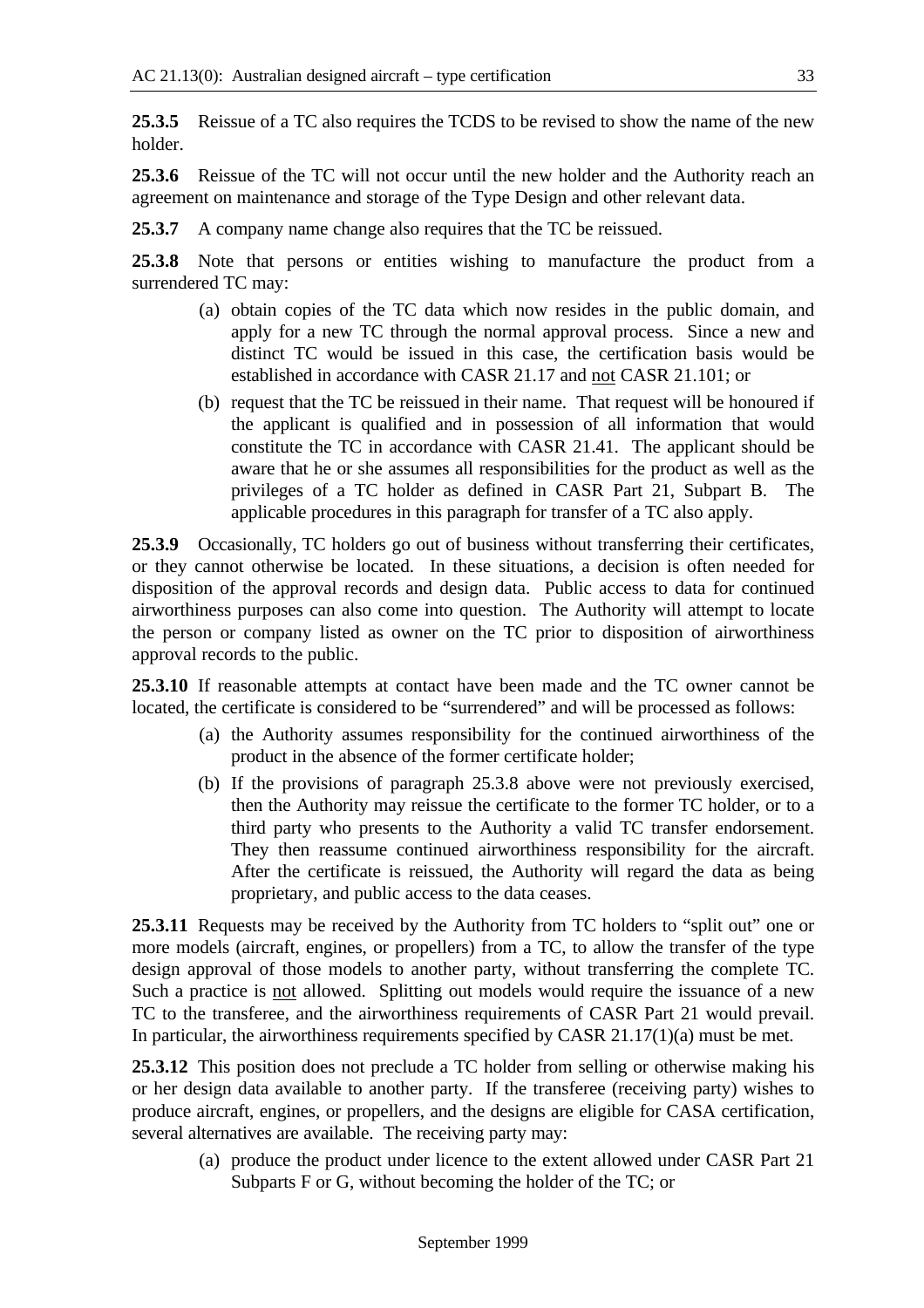**25.3.5** Reissue of a TC also requires the TCDS to be revised to show the name of the new holder.

**25.3.6** Reissue of the TC will not occur until the new holder and the Authority reach an agreement on maintenance and storage of the Type Design and other relevant data.

**25.3.7** A company name change also requires that the TC be reissued.

**25.3.8** Note that persons or entities wishing to manufacture the product from a surrendered TC may:

(a) obtain copies of the TC data which now resides in the public domain, and apply for a new TC through the normal approval process. Since a new and distinct TC would be issued in this case, the certification basis would be established in accordance with CASR 21.17 and <u>not</u> CASR 21.101; or

(b) request that the TC be reissued in their name. That request will be honoured if the applicant is qualified and in possession of all information that would constitute the TC in accordance with CASR 21.41. The applicant should be aware that he or she assumes all responsibilities for the product as well as the privileges of a TC holder as defined in CASR Part 21, Subpart B. The applicable procedures in this paragraph for transfer of a TC also apply.

**25.3.9** Occasionally, TC holders go out of business without transferring their certificates, or they cannot otherwise be located. In these situations, a decision is often needed for disposition of the approval records and design data. Public access to data for continued airworthiness purposes can also come into question. The Authority will attempt to locate the person or company listed as owner on the TC prior to disposition of airworthiness approval records to the public.

**25.3.10** If reasonable attempts at contact have been made and the TC owner cannot be located, the certificate is considered to be "surrendered" and will be processed as follows:

(a) the Authority assumes responsibility for the continued airworthiness of the product in the absence of the former certificate holder;

(b) If the provisions of paragraph 25.3.8 above were not previously exercised, then the Authority may reissue the certificate to the former TC holder, or to a third party who presents to the Authority a valid TC transfer endorsement. They then reassume continued airworthiness responsibility for the aircraft. After the certificate is reissued, the Authority will regard the data as being proprietary, and public access to the data ceases.

**25.3.11** Requests may be received by the Authority from TC holders to "split out" one or more models (aircraft, engines, or propellers) from a TC, to allow the transfer of the type design approval of those models to another party, without transferring the complete TC. Such a practice is <u>not</u> allowed. Splitting out models would require the issuance of a new TC to the transferee, and the airworthiness requirements of CASR Part 21 would prevail. In particular, the airworthiness requirements specified by CASR 21.17(1)(a) must be met.

**25.3.12** This position does not preclude a TC holder from selling or otherwise making his or her design data available to another party. If the transferee (receiving party) wishes to produce aircraft, engines, or propellers, and the designs are eligible for CASA certification, several alternatives are available. The receiving party may:

(a) produce the product under licence to the extent allowed under CASR Part 21 Subparts F or G, without becoming the holder of the TC; or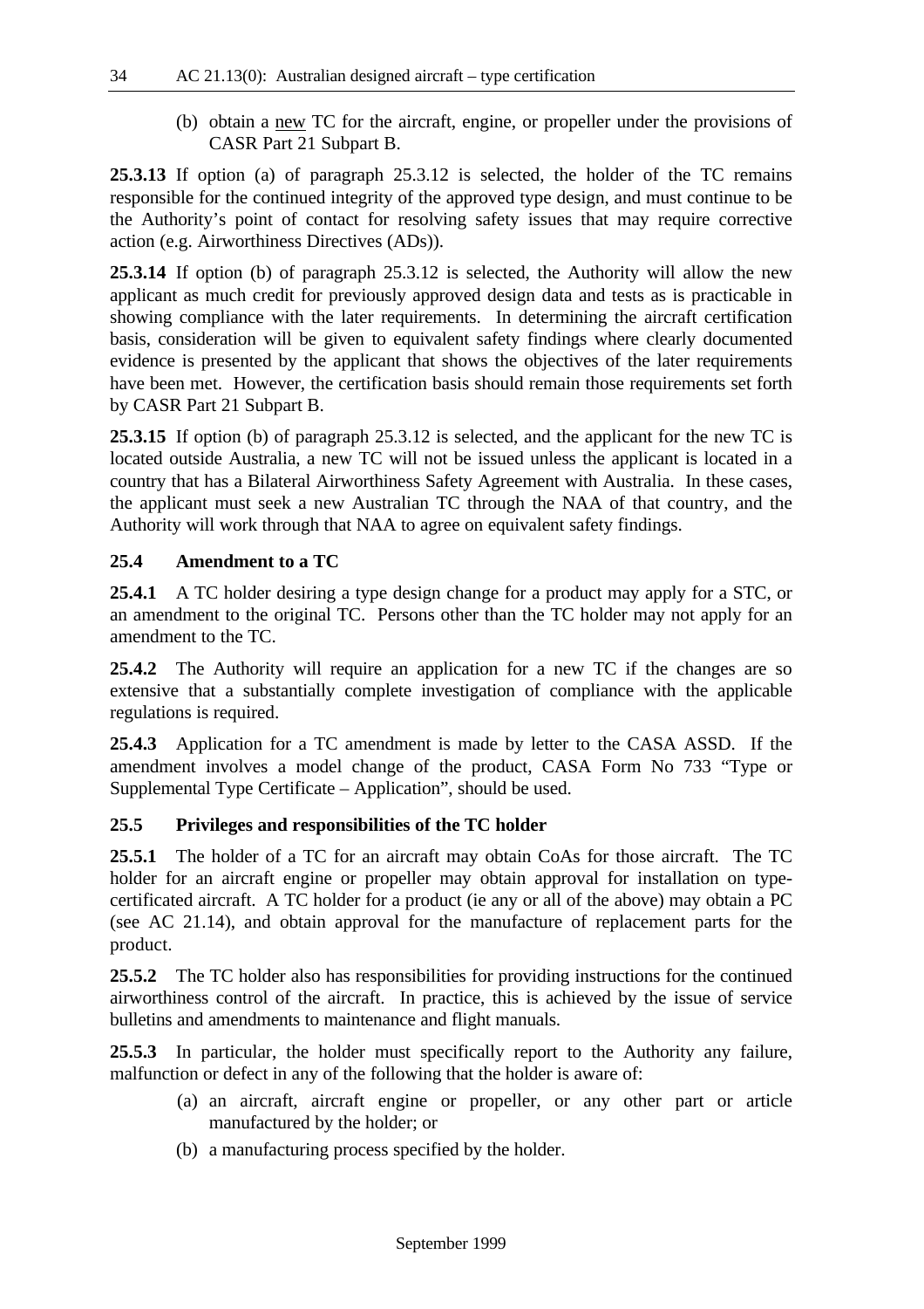(b) obtain a <u>new</u> TC for the aircraft, engine, or propeller under the provisions of CASR Part 21 Subpart B.

**25.3.13** If option (a) of paragraph 25.3.12 is selected, the holder of the TC remains responsible for the continued integrity of the approved type design, and must continue to be the Authority's point of contact for resolving safety issues that may require corrective action (e.g. Airworthiness Directives (ADs)).

**25.3.14** If option (b) of paragraph 25.3.12 is selected, the Authority will allow the new applicant as much credit for previously approved design data and tests as is practicable in showing compliance with the later requirements. In determining the aircraft certification basis, consideration will be given to equivalent safety findings where clearly documented evidence is presented by the applicant that shows the objectives of the later requirements have been met. However, the certification basis should remain those requirements set forth by CASR Part 21 Subpart B.

**25.3.15** If option (b) of paragraph 25.3.12 is selected, and the applicant for the new TC is located outside Australia, a new TC will not be issued unless the applicant is located in a country that has a Bilateral Airworthiness Safety Agreement with Australia. In these cases, the applicant must seek a new Australian TC through the NAA of that country, and the Authority will work through that NAA to agree on equivalent safety findings.

### 25.4 Amendment to a TC

**25.4.1** A TC holder desiring a type design change for a product may apply for a STC, or an amendment to the original TC. Persons other than the TC holder may not apply for an amendment to the TC.

**25.4.2** The Authority will require an application for a new TC if the changes are so extensive that a substantially complete investigation of compliance with the applicable regulations is required.

**25.4.3** Application for a TC amendment is made by letter to the CASA ASSD. If the amendment involves a model change of the product, CASA Form No 733 "Type or Supplemental Type Certificate – Application", should be used.

### 25.5 Privileges and responsibilities of the TC holder

**25.5.1** The holder of a TC for an aircraft may obtain CoAs for those aircraft. The TC holder for an aircraft engine or propeller may obtain approval for installation on type-certificated aircraft. A TC holder for a product (ie any or all of the above) may obtain a PC (see AC 21.14), and obtain approval for the manufacture of replacement parts for the product.

**25.5.2** The TC holder also has responsibilities for providing instructions for the continued airworthiness control of the aircraft. In practice, this is achieved by the issue of service bulletins and amendments to maintenance and flight manuals.

**25.5.3** In particular, the holder must specifically report to the Authority any failure, malfunction or defect in any of the following that the holder is aware of:

(a) an aircraft, aircraft engine or propeller, or any other part or article manufactured by the holder; or

(b) a manufacturing process specified by the holder.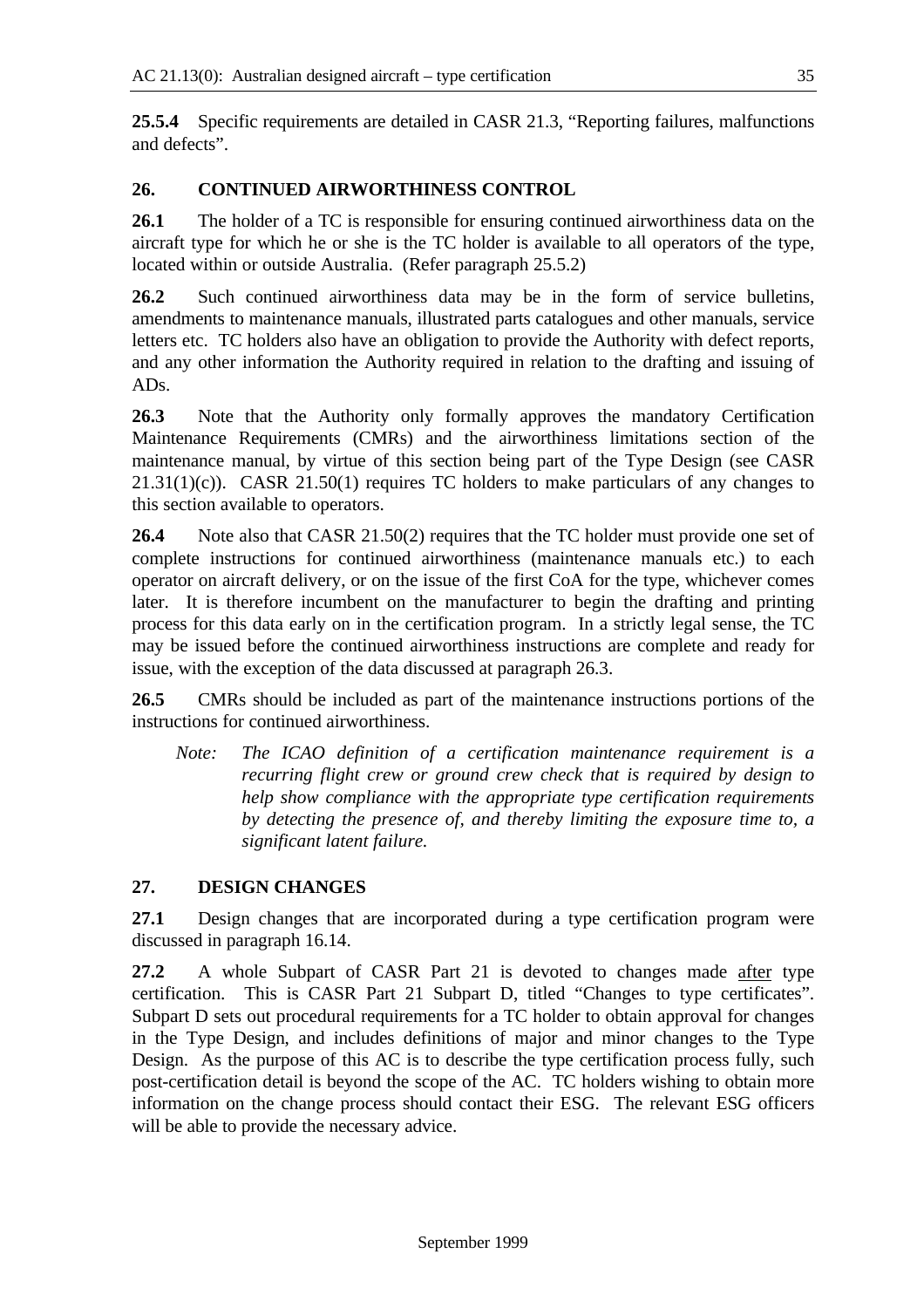**25.5.4** Specific requirements are detailed in CASR 21.3, "Reporting failures, malfunctions and defects".

## 26. CONTINUED AIRWORTHINESS CONTROL

**26.1** The holder of a TC is responsible for ensuring continued airworthiness data on the aircraft type for which he or she is the TC holder is available to all operators of the type, located within or outside Australia. (Refer paragraph 25.5.2)

**26.2** Such continued airworthiness data may be in the form of service bulletins, amendments to maintenance manuals, illustrated parts catalogues and other manuals, service letters etc. TC holders also have an obligation to provide the Authority with defect reports, and any other information the Authority required in relation to the drafting and issuing of ADs.

**26.3** Note that the Authority only formally approves the mandatory Certification Maintenance Requirements (CMRs) and the airworthiness limitations section of the maintenance manual, by virtue of this section being part of the Type Design (see CASR 21.31(1)(c)). CASR 21.50(1) requires TC holders to make particulars of any changes to this section available to operators.

**26.4** Note also that CASR 21.50(2) requires that the TC holder must provide one set of complete instructions for continued airworthiness (maintenance manuals etc.) to each operator on aircraft delivery, or on the issue of the first CoA for the type, whichever comes later. It is therefore incumbent on the manufacturer to begin the drafting and printing process for this data early on in the certification program. In a strictly legal sense, the TC may be issued before the continued airworthiness instructions are complete and ready for issue, with the exception of the data discussed at paragraph 26.3.

**26.5** CMRs should be included as part of the maintenance instructions portions of the instructions for continued airworthiness.

> *Note: The ICAO definition of a certification maintenance requirement is a recurring flight crew or ground crew check that is required by design to help show compliance with the appropriate type certification requirements by detecting the presence of, and thereby limiting the exposure time to, a significant latent failure.*

## 27. DESIGN CHANGES

**27.1** Design changes that are incorporated during a type certification program were discussed in paragraph 16.14.

**27.2** A whole Subpart of CASR Part 21 is devoted to changes made <u>after</u> type certification. This is CASR Part 21 Subpart D, titled "Changes to type certificates". Subpart D sets out procedural requirements for a TC holder to obtain approval for changes in the Type Design, and includes definitions of major and minor changes to the Type Design. As the purpose of this AC is to describe the type certification process fully, such post-certification detail is beyond the scope of the AC. TC holders wishing to obtain more information on the change process should contact their ESG. The relevant ESG officers will be able to provide the necessary advice.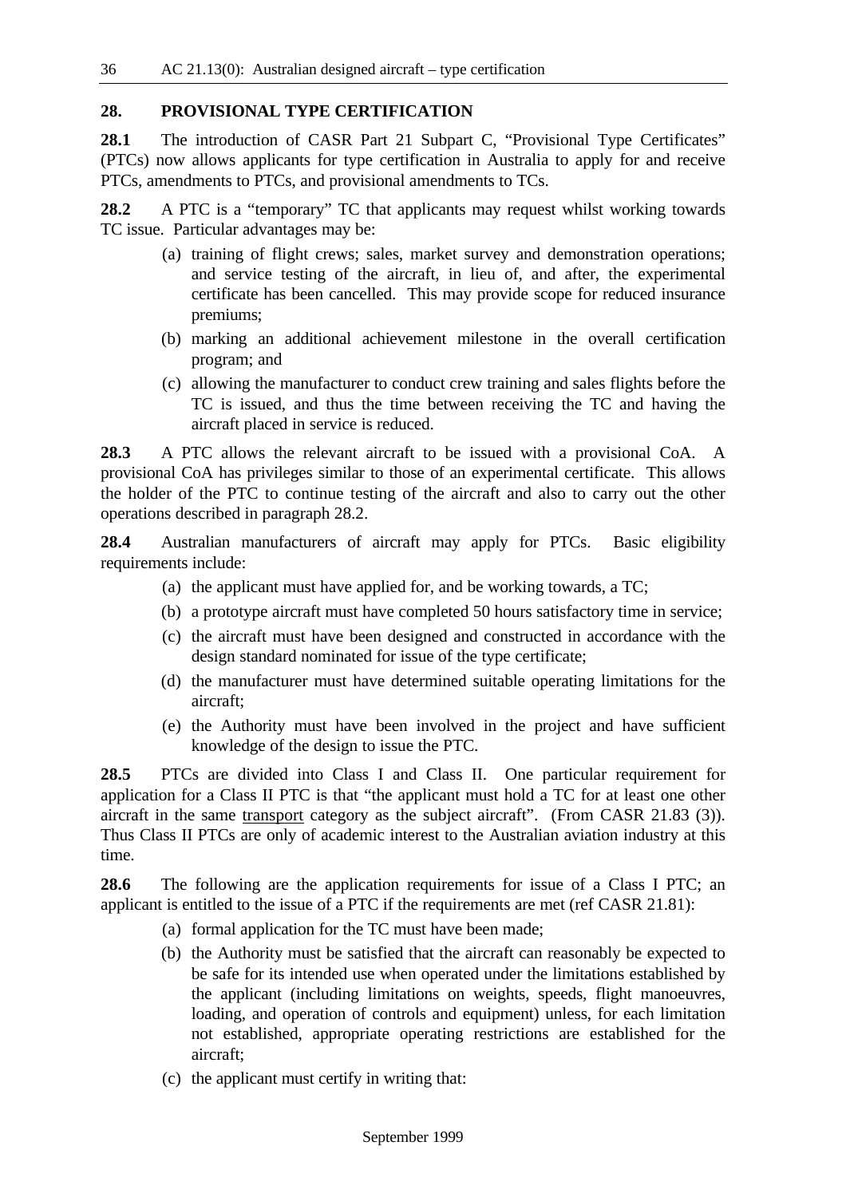## 28. PROVISIONAL TYPE CERTIFICATION

**28.1** The introduction of CASR Part 21 Subpart C, "Provisional Type Certificates" (PTCs) now allows applicants for type certification in Australia to apply for and receive PTCs, amendments to PTCs, and provisional amendments to TCs.

**28.2** A PTC is a "temporary" TC that applicants may request whilst working towards TC issue. Particular advantages may be:

(a) training of flight crews; sales, market survey and demonstration operations; and service testing of the aircraft, in lieu of, and after, the experimental certificate has been cancelled. This may provide scope for reduced insurance premiums;

(b) marking an additional achievement milestone in the overall certification program; and

(c) allowing the manufacturer to conduct crew training and sales flights before the TC is issued, and thus the time between receiving the TC and having the aircraft placed in service is reduced.

**28.3** A PTC allows the relevant aircraft to be issued with a provisional CoA. A provisional CoA has privileges similar to those of an experimental certificate. This allows the holder of the PTC to continue testing of the aircraft and also to carry out the other operations described in paragraph 28.2.

**28.4** Australian manufacturers of aircraft may apply for PTCs. Basic eligibility requirements include:

(a) the applicant must have applied for, and be working towards, a TC;

(b) a prototype aircraft must have completed 50 hours satisfactory time in service;

(c) the aircraft must have been designed and constructed in accordance with the design standard nominated for issue of the type certificate;

(d) the manufacturer must have determined suitable operating limitations for the aircraft;

(e) the Authority must have been involved in the project and have sufficient knowledge of the design to issue the PTC.

**28.5** PTCs are divided into Class I and Class II. One particular requirement for application for a Class II PTC is that "the applicant must hold a TC for at least one other aircraft in the same <u>transport</u> category as the subject aircraft". (From CASR 21.83 (3)). Thus Class II PTCs are only of academic interest to the Australian aviation industry at this time.

**28.6** The following are the application requirements for issue of a Class I PTC; an applicant is entitled to the issue of a PTC if the requirements are met (ref CASR 21.81):

(a) formal application for the TC must have been made;

(b) the Authority must be satisfied that the aircraft can reasonably be expected to be safe for its intended use when operated under the limitations established by the applicant (including limitations on weights, speeds, flight manoeuvres, loading, and operation of controls and equipment) unless, for each limitation not established, appropriate operating restrictions are established for the aircraft;

(c) the applicant must certify in writing that: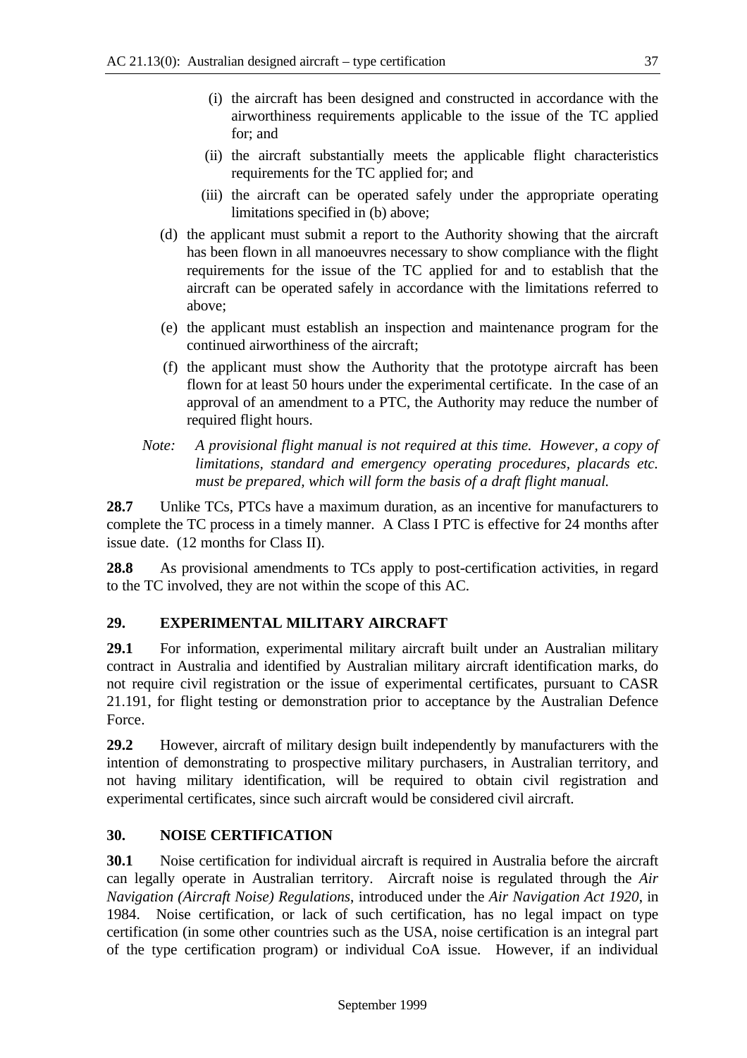(i) the aircraft has been designed and constructed in accordance with the airworthiness requirements applicable to the issue of the TC applied for; and

   (ii) the aircraft substantially meets the applicable flight characteristics requirements for the TC applied for; and

   (iii) the aircraft can be operated safely under the appropriate operating limitations specified in (b) above;

(d) the applicant must submit a report to the Authority showing that the aircraft has been flown in all manoeuvres necessary to show compliance with the flight requirements for the issue of the TC applied for and to establish that the aircraft can be operated safely in accordance with the limitations referred to above;

(e) the applicant must establish an inspection and maintenance program for the continued airworthiness of the aircraft;

(f) the applicant must show the Authority that the prototype aircraft has been flown for at least 50 hours under the experimental certificate. In the case of an approval of an amendment to a PTC, the Authority may reduce the number of required flight hours.

*Note: A provisional flight manual is not required at this time. However, a copy of limitations, standard and emergency operating procedures, placards etc. must be prepared, which will form the basis of a draft flight manual.*

**28.7** Unlike TCs, PTCs have a maximum duration, as an incentive for manufacturers to complete the TC process in a timely manner. A Class I PTC is effective for 24 months after issue date. (12 months for Class II).

**28.8** As provisional amendments to TCs apply to post-certification activities, in regard to the TC involved, they are not within the scope of this AC.

## 29. EXPERIMENTAL MILITARY AIRCRAFT

**29.1** For information, experimental military aircraft built under an Australian military contract in Australia and identified by Australian military aircraft identification marks, do not require civil registration or the issue of experimental certificates, pursuant to CASR 21.191, for flight testing or demonstration prior to acceptance by the Australian Defence Force.

**29.2** However, aircraft of military design built independently by manufacturers with the intention of demonstrating to prospective military purchasers, in Australian territory, and not having military identification, will be required to obtain civil registration and experimental certificates, since such aircraft would be considered civil aircraft.

## 30. NOISE CERTIFICATION

**30.1** Noise certification for individual aircraft is required in Australia before the aircraft can legally operate in Australian territory. Aircraft noise is regulated through the *Air Navigation (Aircraft Noise) Regulations*, introduced under the *Air Navigation Act 1920*, in 1984. Noise certification, or lack of such certification, has no legal impact on type certification (in some other countries such as the USA, noise certification is an integral part of the type certification program) or individual CoA issue. However, if an individual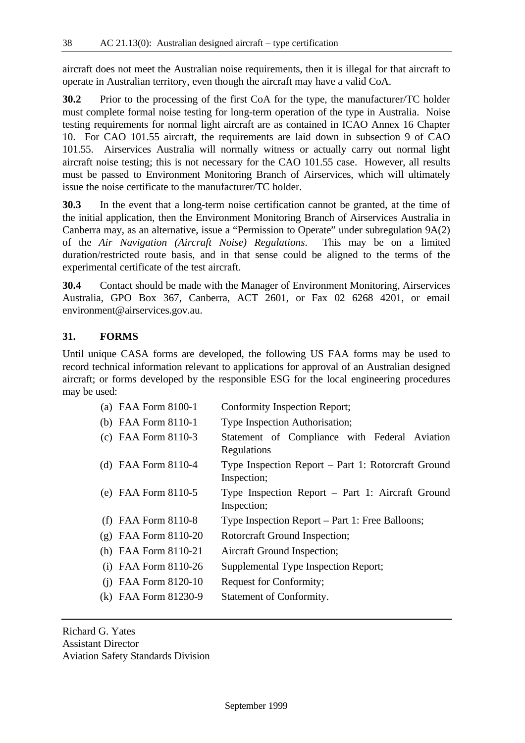aircraft does not meet the Australian noise requirements, then it is illegal for that aircraft to operate in Australian territory, even though the aircraft may have a valid CoA.

**30.2** Prior to the processing of the first CoA for the type, the manufacturer/TC holder must complete formal noise testing for long-term operation of the type in Australia. Noise testing requirements for normal light aircraft are as contained in ICAO Annex 16 Chapter 10. For CAO 101.55 aircraft, the requirements are laid down in subsection 9 of CAO 101.55. Airservices Australia will normally witness or actually carry out normal light aircraft noise testing; this is not necessary for the CAO 101.55 case. However, all results must be passed to Environment Monitoring Branch of Airservices, which will ultimately issue the noise certificate to the manufacturer/TC holder.

**30.3** In the event that a long-term noise certification cannot be granted, at the time of the initial application, then the Environment Monitoring Branch of Airservices Australia in Canberra may, as an alternative, issue a "Permission to Operate" under subregulation 9A(2) of the *Air Navigation (Aircraft Noise) Regulations*. This may be on a limited duration/restricted route basis, and in that sense could be aligned to the terms of the experimental certificate of the test aircraft.

**30.4** Contact should be made with the Manager of Environment Monitoring, Airservices Australia, GPO Box 367, Canberra, ACT 2601, or Fax 02 6268 4201, or email environment@airservices.gov.au.

## 31. FORMS

Until unique CASA forms are developed, the following US FAA forms may be used to record technical information relevant to applications for approval of an Australian designed aircraft; or forms developed by the responsible ESG for the local engineering procedures may be used:

(a) FAA Form 8100-1 — Conformity Inspection Report;

(b) FAA Form 8110-1 — Type Inspection Authorisation;

(c) FAA Form 8110-3 — Statement of Compliance with Federal Aviation Regulations

(d) FAA Form 8110-4 — Type Inspection Report – Part 1: Rotorcraft Ground Inspection;

(e) FAA Form 8110-5 — Type Inspection Report – Part 1: Aircraft Ground Inspection;

(f) FAA Form 8110-8 — Type Inspection Report – Part 1: Free Balloons;

(g) FAA Form 8110-20 — Rotorcraft Ground Inspection;

(h) FAA Form 8110-21 — Aircraft Ground Inspection;

(i) FAA Form 8110-26 — Supplemental Type Inspection Report;

(j) FAA Form 8120-10 — Request for Conformity;

(k) FAA Form 81230-9 — Statement of Conformity.

---

Richard G. Yates
Assistant Director
Aviation Safety Standards Division

September 1999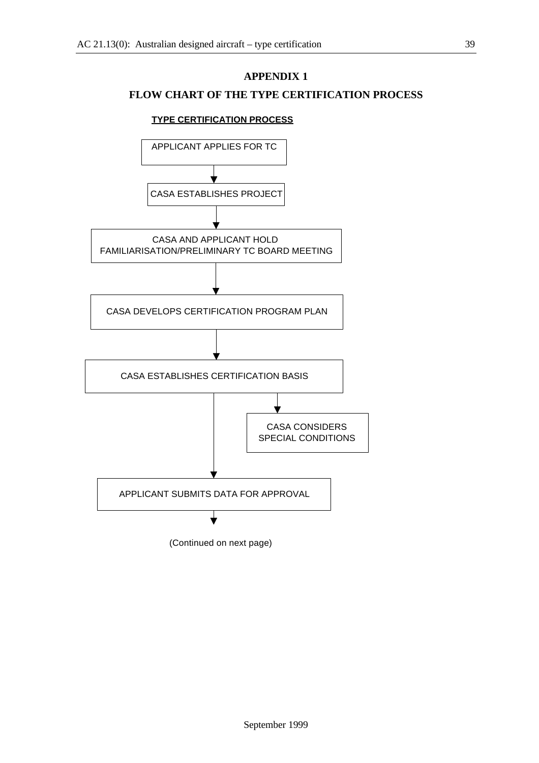# APPENDIX 1

## FLOW CHART OF THE TYPE CERTIFICATION PROCESS

**TYPE CERTIFICATION PROCESS**

APPLICANT APPLIES FOR TC

↓

CASA ESTABLISHES PROJECT

↓

CASA AND APPLICANT HOLD FAMILIARISATION/PRELIMINARY TC BOARD MEETING

↓

CASA DEVELOPS CERTIFICATION PROGRAM PLAN

↓

CASA ESTABLISHES CERTIFICATION BASIS

↓ → CASA CONSIDERS SPECIAL CONDITIONS

APPLICANT SUBMITS DATA FOR APPROVAL

↓

(Continued on next page)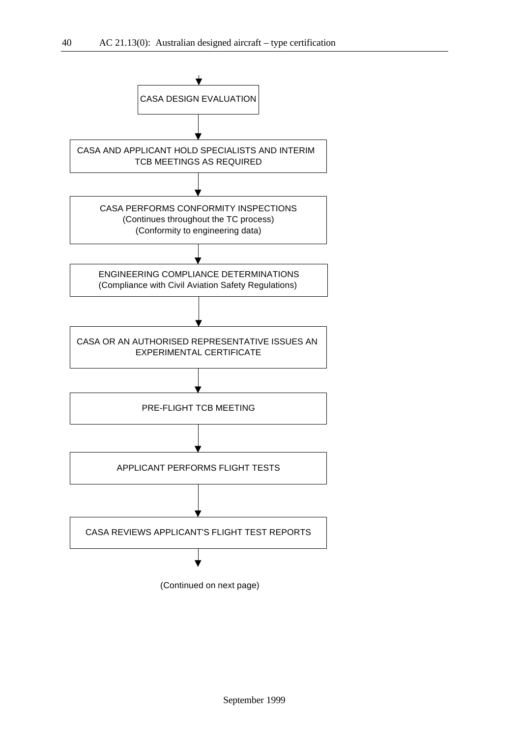↓

CASA DESIGN EVALUATION

↓

CASA AND APPLICANT HOLD SPECIALISTS AND INTERIM TCB MEETINGS AS REQUIRED

↓

CASA PERFORMS CONFORMITY INSPECTIONS
(Continues throughout the TC process)
(Conformity to engineering data)

↓

ENGINEERING COMPLIANCE DETERMINATIONS
(Compliance with Civil Aviation Safety Regulations)

↓

CASA OR AN AUTHORISED REPRESENTATIVE ISSUES AN EXPERIMENTAL CERTIFICATE

↓

PRE-FLIGHT TCB MEETING

↓

APPLICANT PERFORMS FLIGHT TESTS

↓

CASA REVIEWS APPLICANT'S FLIGHT TEST REPORTS

↓

(Continued on next page)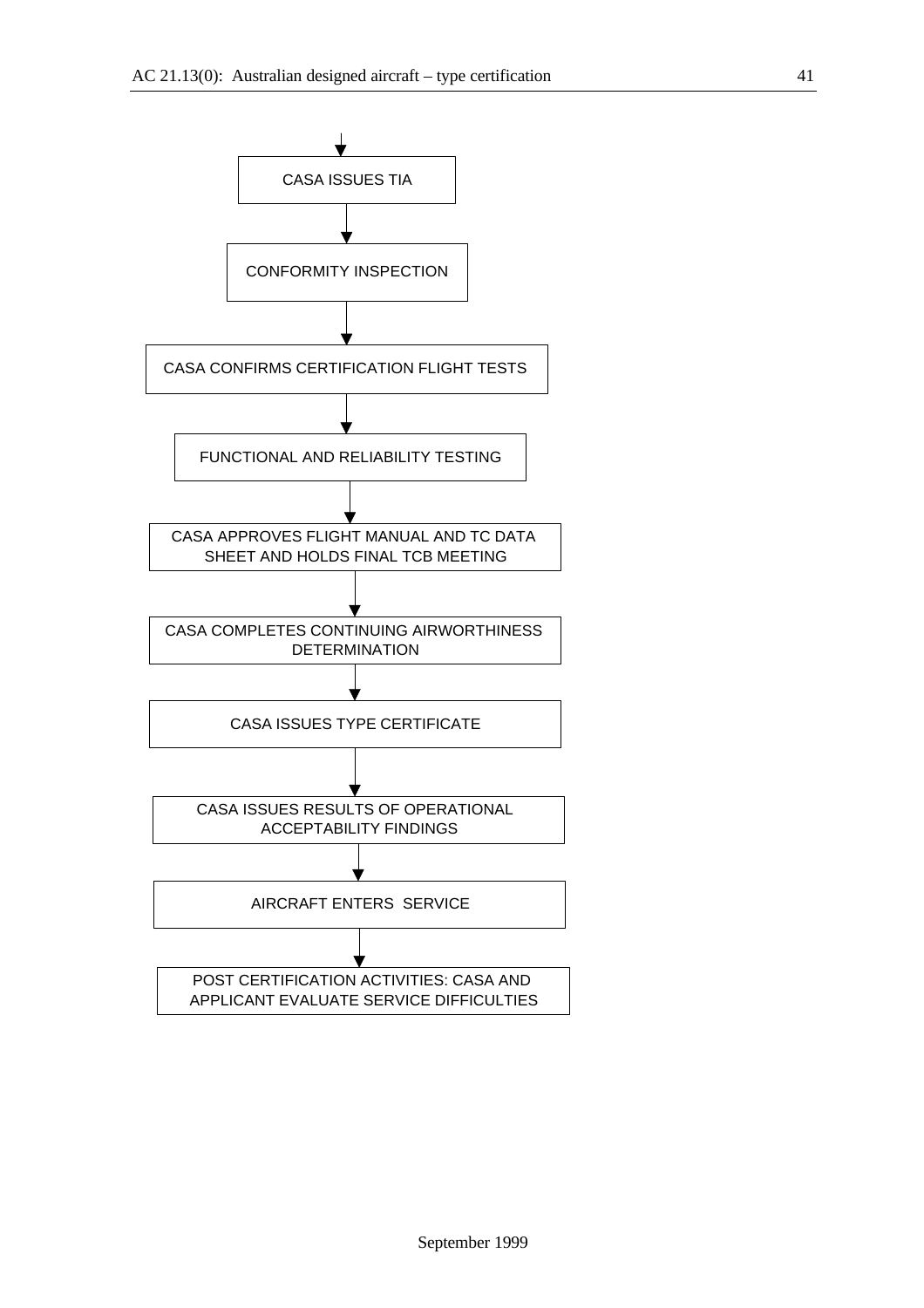CASA ISSUES TIA

↓

CONFORMITY INSPECTION

↓

CASA CONFIRMS CERTIFICATION FLIGHT TESTS

↓

FUNCTIONAL AND RELIABILITY TESTING

↓

CASA APPROVES FLIGHT MANUAL AND TC DATA SHEET AND HOLDS FINAL TCB MEETING

↓

CASA COMPLETES CONTINUING AIRWORTHINESS DETERMINATION

↓

CASA ISSUES TYPE CERTIFICATE

↓

CASA ISSUES RESULTS OF OPERATIONAL ACCEPTABILITY FINDINGS

↓

AIRCRAFT ENTERS SERVICE

↓

POST CERTIFICATION ACTIVITIES: CASA AND APPLICANT EVALUATE SERVICE DIFFICULTIES